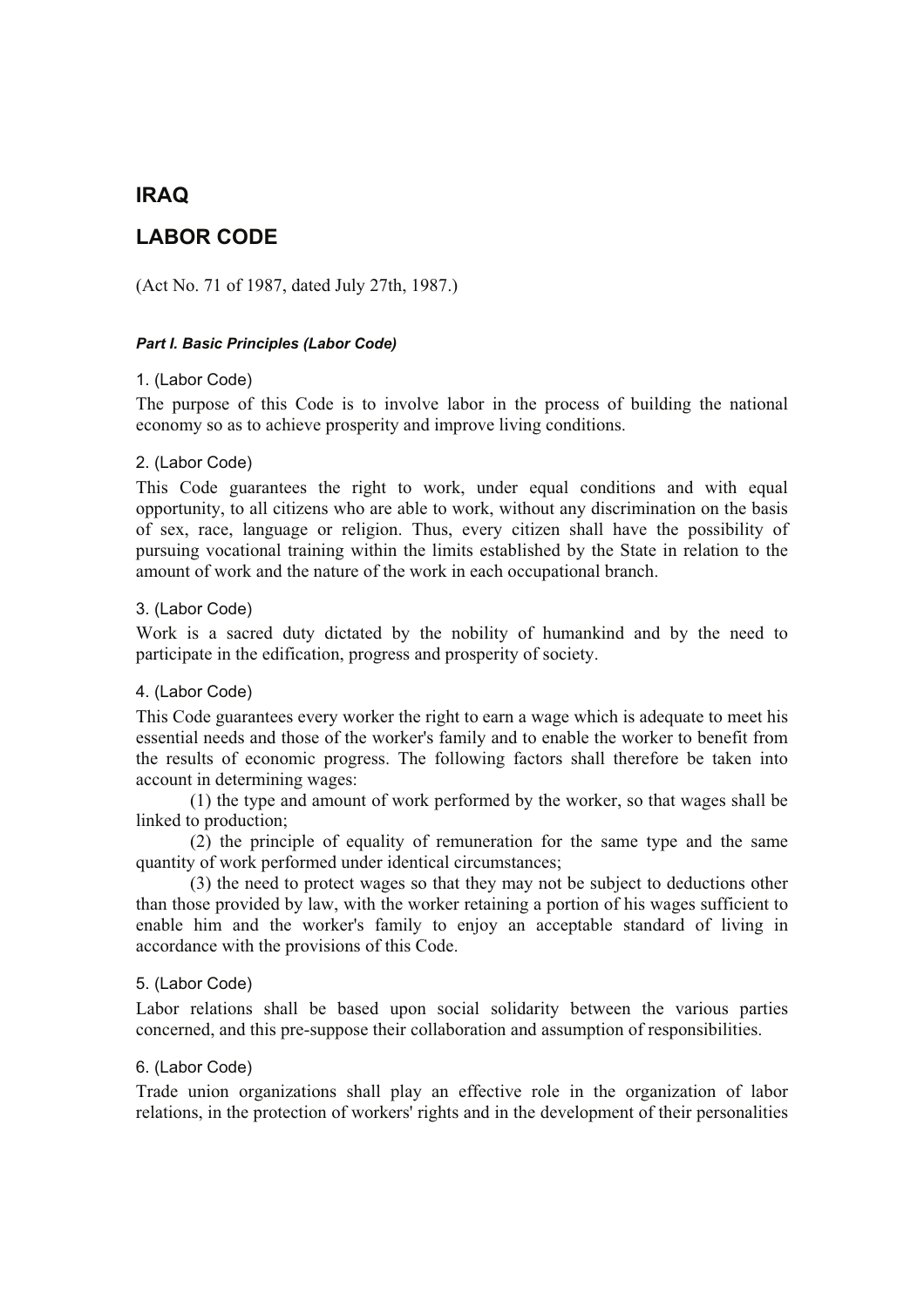# IRAQ

# LABOR CODE

(Act No. 71 of 1987, dated July 27th, 1987.)

***Part I. Basic Principles (Labor Code)***

1. (Labor Code)

The purpose of this Code is to involve labor in the process of building the national economy so as to achieve prosperity and improve living conditions.

2. (Labor Code)

This Code guarantees the right to work, under equal conditions and with equal opportunity, to all citizens who are able to work, without any discrimination on the basis of sex, race, language or religion. Thus, every citizen shall have the possibility of pursuing vocational training within the limits established by the State in relation to the amount of work and the nature of the work in each occupational branch.

3. (Labor Code)

Work is a sacred duty dictated by the nobility of humankind and by the need to participate in the edification, progress and prosperity of society.

4. (Labor Code)

This Code guarantees every worker the right to earn a wage which is adequate to meet his essential needs and those of the worker's family and to enable the worker to benefit from the results of economic progress. The following factors shall therefore be taken into account in determining wages:

(1) the type and amount of work performed by the worker, so that wages shall be linked to production;

(2) the principle of equality of remuneration for the same type and the same quantity of work performed under identical circumstances;

(3) the need to protect wages so that they may not be subject to deductions other than those provided by law, with the worker retaining a portion of his wages sufficient to enable him and the worker's family to enjoy an acceptable standard of living in accordance with the provisions of this Code.

5. (Labor Code)

Labor relations shall be based upon social solidarity between the various parties concerned, and this pre-suppose their collaboration and assumption of responsibilities.

6. (Labor Code)

Trade union organizations shall play an effective role in the organization of labor relations, in the protection of workers' rights and in the development of their personalities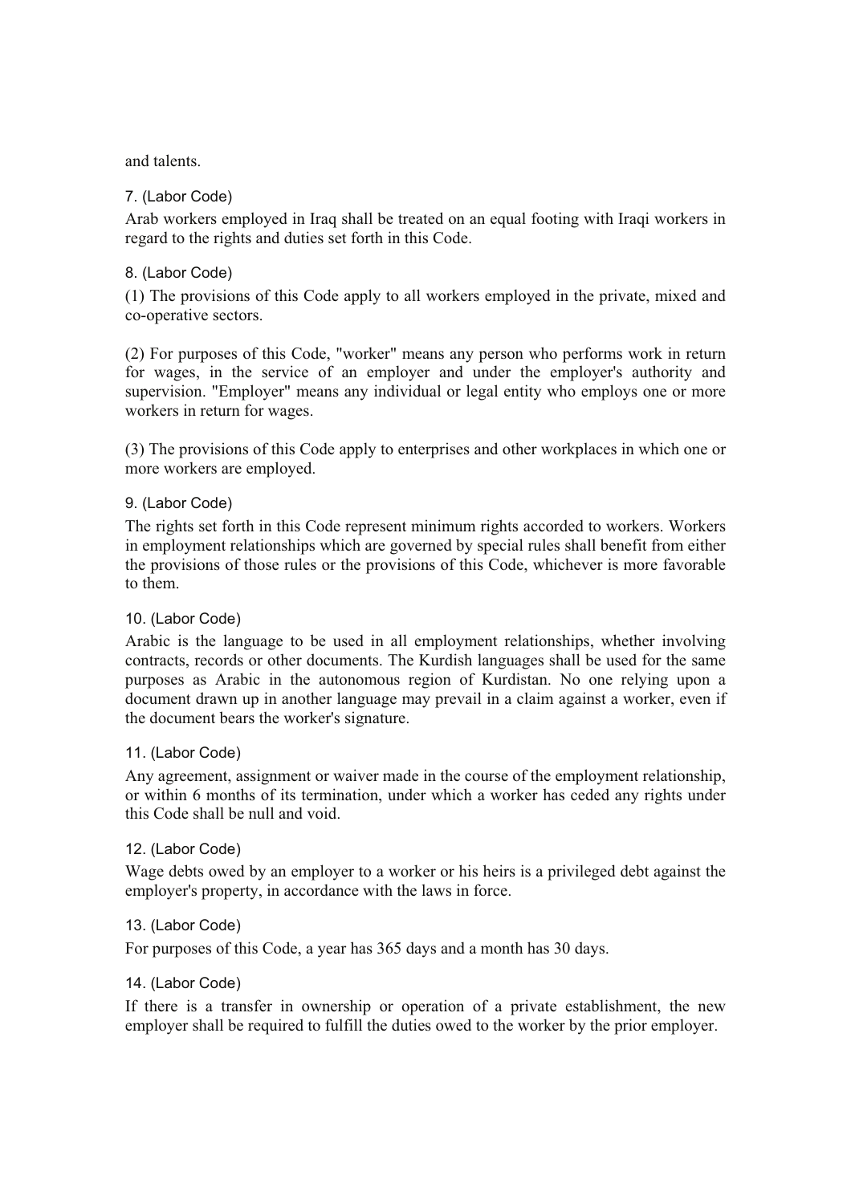and talents.

7. (Labor Code)

Arab workers employed in Iraq shall be treated on an equal footing with Iraqi workers in regard to the rights and duties set forth in this Code.

8. (Labor Code)

(1) The provisions of this Code apply to all workers employed in the private, mixed and co-operative sectors.

(2) For purposes of this Code, "worker" means any person who performs work in return for wages, in the service of an employer and under the employer's authority and supervision. "Employer" means any individual or legal entity who employs one or more workers in return for wages.

(3) The provisions of this Code apply to enterprises and other workplaces in which one or more workers are employed.

9. (Labor Code)

The rights set forth in this Code represent minimum rights accorded to workers. Workers in employment relationships which are governed by special rules shall benefit from either the provisions of those rules or the provisions of this Code, whichever is more favorable to them.

10. (Labor Code)

Arabic is the language to be used in all employment relationships, whether involving contracts, records or other documents. The Kurdish languages shall be used for the same purposes as Arabic in the autonomous region of Kurdistan. No one relying upon a document drawn up in another language may prevail in a claim against a worker, even if the document bears the worker's signature.

11. (Labor Code)

Any agreement, assignment or waiver made in the course of the employment relationship, or within 6 months of its termination, under which a worker has ceded any rights under this Code shall be null and void.

12. (Labor Code)

Wage debts owed by an employer to a worker or his heirs is a privileged debt against the employer's property, in accordance with the laws in force.

13. (Labor Code)

For purposes of this Code, a year has 365 days and a month has 30 days.

14. (Labor Code)

If there is a transfer in ownership or operation of a private establishment, the new employer shall be required to fulfill the duties owed to the worker by the prior employer.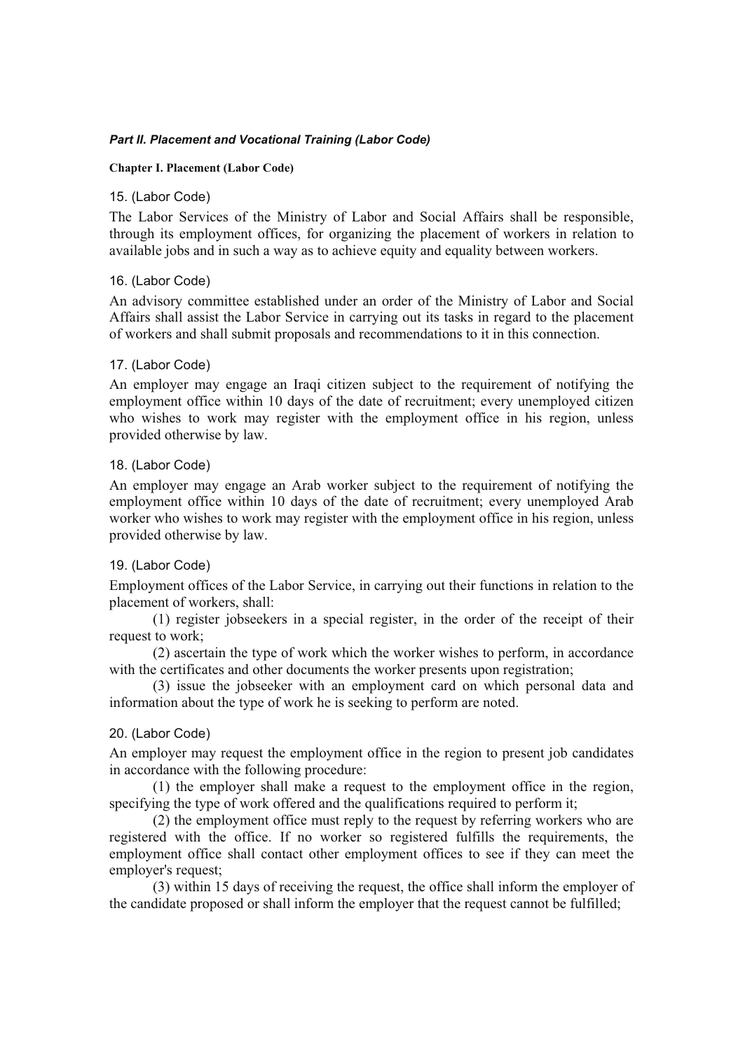### *Part II. Placement and Vocational Training (Labor Code)*

#### **Chapter I. Placement (Labor Code)**

15. (Labor Code)

The Labor Services of the Ministry of Labor and Social Affairs shall be responsible, through its employment offices, for organizing the placement of workers in relation to available jobs and in such a way as to achieve equity and equality between workers.

16. (Labor Code)

An advisory committee established under an order of the Ministry of Labor and Social Affairs shall assist the Labor Service in carrying out its tasks in regard to the placement of workers and shall submit proposals and recommendations to it in this connection.

17. (Labor Code)

An employer may engage an Iraqi citizen subject to the requirement of notifying the employment office within 10 days of the date of recruitment; every unemployed citizen who wishes to work may register with the employment office in his region, unless provided otherwise by law.

18. (Labor Code)

An employer may engage an Arab worker subject to the requirement of notifying the employment office within 10 days of the date of recruitment; every unemployed Arab worker who wishes to work may register with the employment office in his region, unless provided otherwise by law.

19. (Labor Code)

Employment offices of the Labor Service, in carrying out their functions in relation to the placement of workers, shall:

(1) register jobseekers in a special register, in the order of the receipt of their request to work;

(2) ascertain the type of work which the worker wishes to perform, in accordance with the certificates and other documents the worker presents upon registration;

(3) issue the jobseeker with an employment card on which personal data and information about the type of work he is seeking to perform are noted.

20. (Labor Code)

An employer may request the employment office in the region to present job candidates in accordance with the following procedure:

(1) the employer shall make a request to the employment office in the region, specifying the type of work offered and the qualifications required to perform it;

(2) the employment office must reply to the request by referring workers who are registered with the office. If no worker so registered fulfills the requirements, the employment office shall contact other employment offices to see if they can meet the employer's request;

(3) within 15 days of receiving the request, the office shall inform the employer of the candidate proposed or shall inform the employer that the request cannot be fulfilled;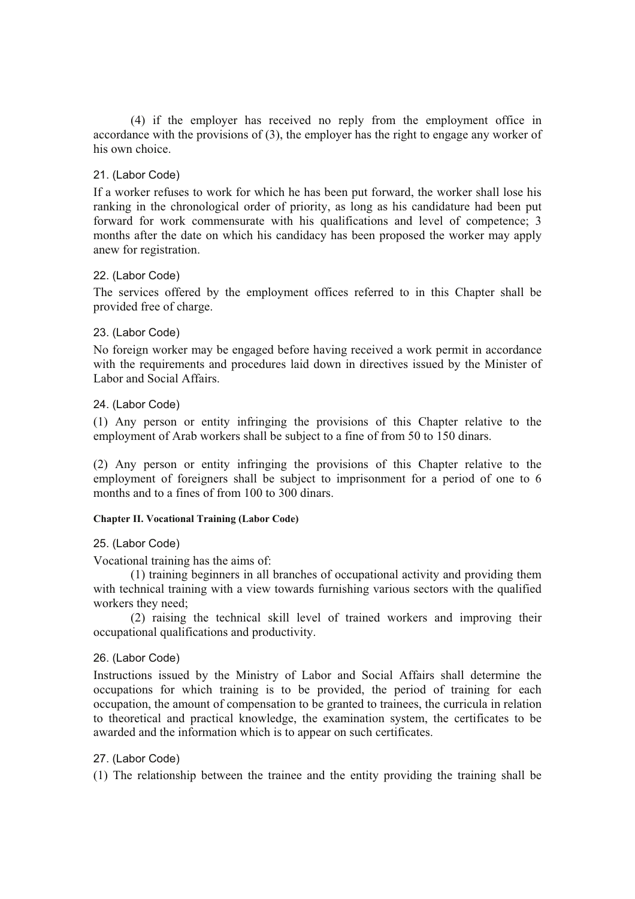(4) if the employer has received no reply from the employment office in accordance with the provisions of (3), the employer has the right to engage any worker of his own choice.

21. (Labor Code)

If a worker refuses to work for which he has been put forward, the worker shall lose his ranking in the chronological order of priority, as long as his candidature had been put forward for work commensurate with his qualifications and level of competence; 3 months after the date on which his candidacy has been proposed the worker may apply anew for registration.

22. (Labor Code)

The services offered by the employment offices referred to in this Chapter shall be provided free of charge.

23. (Labor Code)

No foreign worker may be engaged before having received a work permit in accordance with the requirements and procedures laid down in directives issued by the Minister of Labor and Social Affairs.

24. (Labor Code)

(1) Any person or entity infringing the provisions of this Chapter relative to the employment of Arab workers shall be subject to a fine of from 50 to 150 dinars.

(2) Any person or entity infringing the provisions of this Chapter relative to the employment of foreigners shall be subject to imprisonment for a period of one to 6 months and to a fines of from 100 to 300 dinars.

#### Chapter II. Vocational Training (Labor Code)

25. (Labor Code)

Vocational training has the aims of:

(1) training beginners in all branches of occupational activity and providing them with technical training with a view towards furnishing various sectors with the qualified workers they need;

(2) raising the technical skill level of trained workers and improving their occupational qualifications and productivity.

26. (Labor Code)

Instructions issued by the Ministry of Labor and Social Affairs shall determine the occupations for which training is to be provided, the period of training for each occupation, the amount of compensation to be granted to trainees, the curricula in relation to theoretical and practical knowledge, the examination system, the certificates to be awarded and the information which is to appear on such certificates.

27. (Labor Code)

(1) The relationship between the trainee and the entity providing the training shall be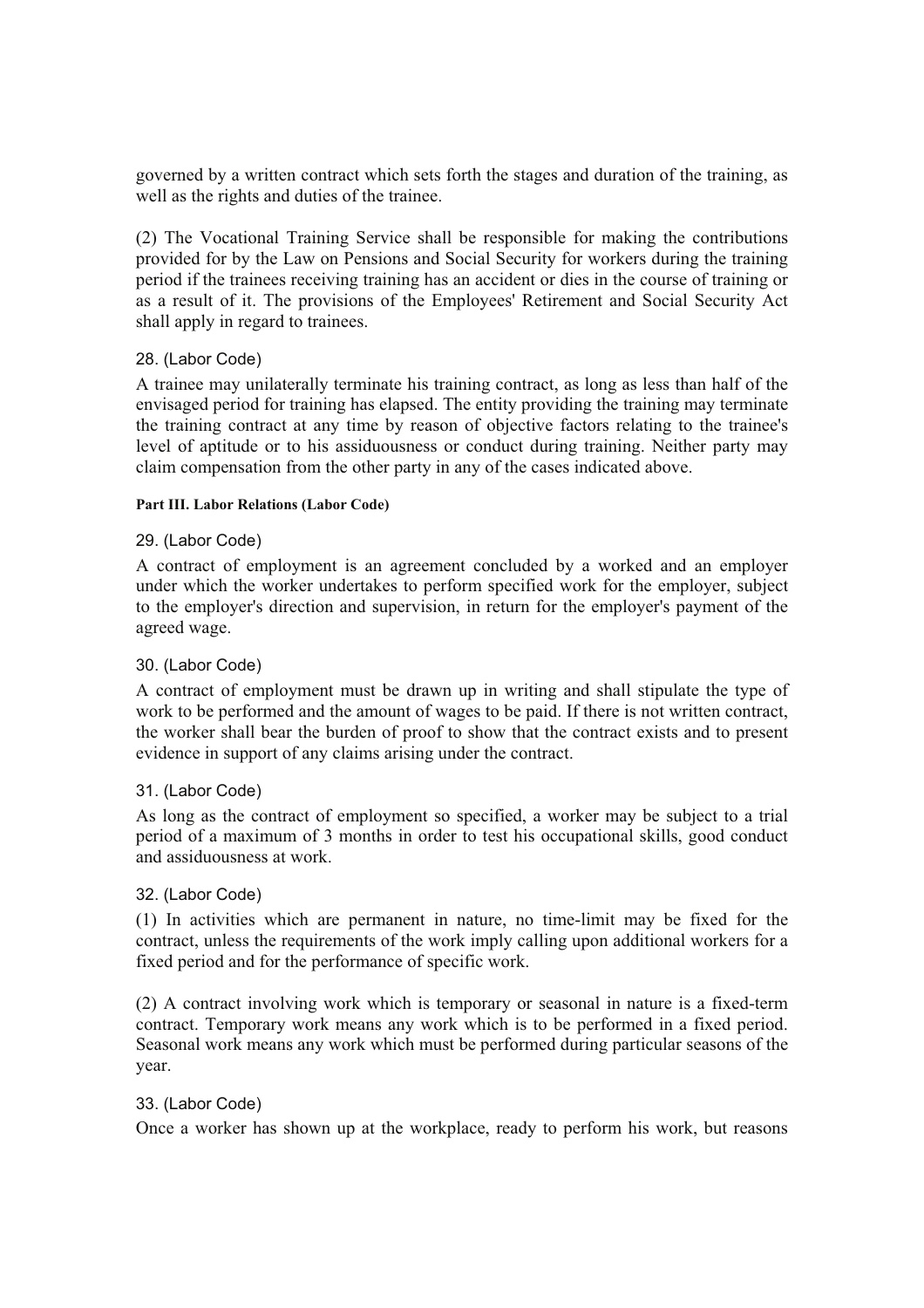governed by a written contract which sets forth the stages and duration of the training, as well as the rights and duties of the trainee.

(2) The Vocational Training Service shall be responsible for making the contributions provided for by the Law on Pensions and Social Security for workers during the training period if the trainees receiving training has an accident or dies in the course of training or as a result of it. The provisions of the Employees' Retirement and Social Security Act shall apply in regard to trainees.

28. (Labor Code)

A trainee may unilaterally terminate his training contract, as long as less than half of the envisaged period for training has elapsed. The entity providing the training may terminate the training contract at any time by reason of objective factors relating to the trainee's level of aptitude or to his assiduousness or conduct during training. Neither party may claim compensation from the other party in any of the cases indicated above.

#### Part III. Labor Relations (Labor Code)

29. (Labor Code)

A contract of employment is an agreement concluded by a worked and an employer under which the worker undertakes to perform specified work for the employer, subject to the employer's direction and supervision, in return for the employer's payment of the agreed wage.

30. (Labor Code)

A contract of employment must be drawn up in writing and shall stipulate the type of work to be performed and the amount of wages to be paid. If there is not written contract, the worker shall bear the burden of proof to show that the contract exists and to present evidence in support of any claims arising under the contract.

31. (Labor Code)

As long as the contract of employment so specified, a worker may be subject to a trial period of a maximum of 3 months in order to test his occupational skills, good conduct and assiduousness at work.

32. (Labor Code)

(1) In activities which are permanent in nature, no time-limit may be fixed for the contract, unless the requirements of the work imply calling upon additional workers for a fixed period and for the performance of specific work.

(2) A contract involving work which is temporary or seasonal in nature is a fixed-term contract. Temporary work means any work which is to be performed in a fixed period. Seasonal work means any work which must be performed during particular seasons of the year.

33. (Labor Code)

Once a worker has shown up at the workplace, ready to perform his work, but reasons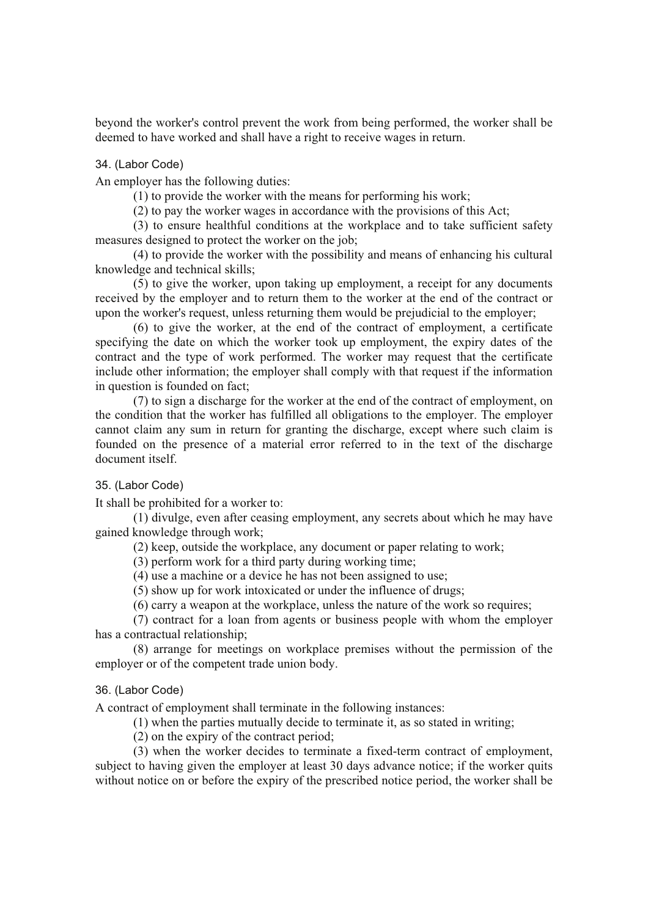beyond the worker's control prevent the work from being performed, the worker shall be deemed to have worked and shall have a right to receive wages in return.

34. (Labor Code)

An employer has the following duties:

(1) to provide the worker with the means for performing his work;

(2) to pay the worker wages in accordance with the provisions of this Act;

(3) to ensure healthful conditions at the workplace and to take sufficient safety measures designed to protect the worker on the job;

(4) to provide the worker with the possibility and means of enhancing his cultural knowledge and technical skills;

(5) to give the worker, upon taking up employment, a receipt for any documents received by the employer and to return them to the worker at the end of the contract or upon the worker's request, unless returning them would be prejudicial to the employer;

(6) to give the worker, at the end of the contract of employment, a certificate specifying the date on which the worker took up employment, the expiry dates of the contract and the type of work performed. The worker may request that the certificate include other information; the employer shall comply with that request if the information in question is founded on fact;

(7) to sign a discharge for the worker at the end of the contract of employment, on the condition that the worker has fulfilled all obligations to the employer. The employer cannot claim any sum in return for granting the discharge, except where such claim is founded on the presence of a material error referred to in the text of the discharge document itself.

35. (Labor Code)

It shall be prohibited for a worker to:

(1) divulge, even after ceasing employment, any secrets about which he may have gained knowledge through work;

(2) keep, outside the workplace, any document or paper relating to work;

(3) perform work for a third party during working time;

(4) use a machine or a device he has not been assigned to use;

(5) show up for work intoxicated or under the influence of drugs;

(6) carry a weapon at the workplace, unless the nature of the work so requires;

(7) contract for a loan from agents or business people with whom the employer has a contractual relationship;

(8) arrange for meetings on workplace premises without the permission of the employer or of the competent trade union body.

36. (Labor Code)

A contract of employment shall terminate in the following instances:

(1) when the parties mutually decide to terminate it, as so stated in writing;

(2) on the expiry of the contract period;

(3) when the worker decides to terminate a fixed-term contract of employment, subject to having given the employer at least 30 days advance notice; if the worker quits without notice on or before the expiry of the prescribed notice period, the worker shall be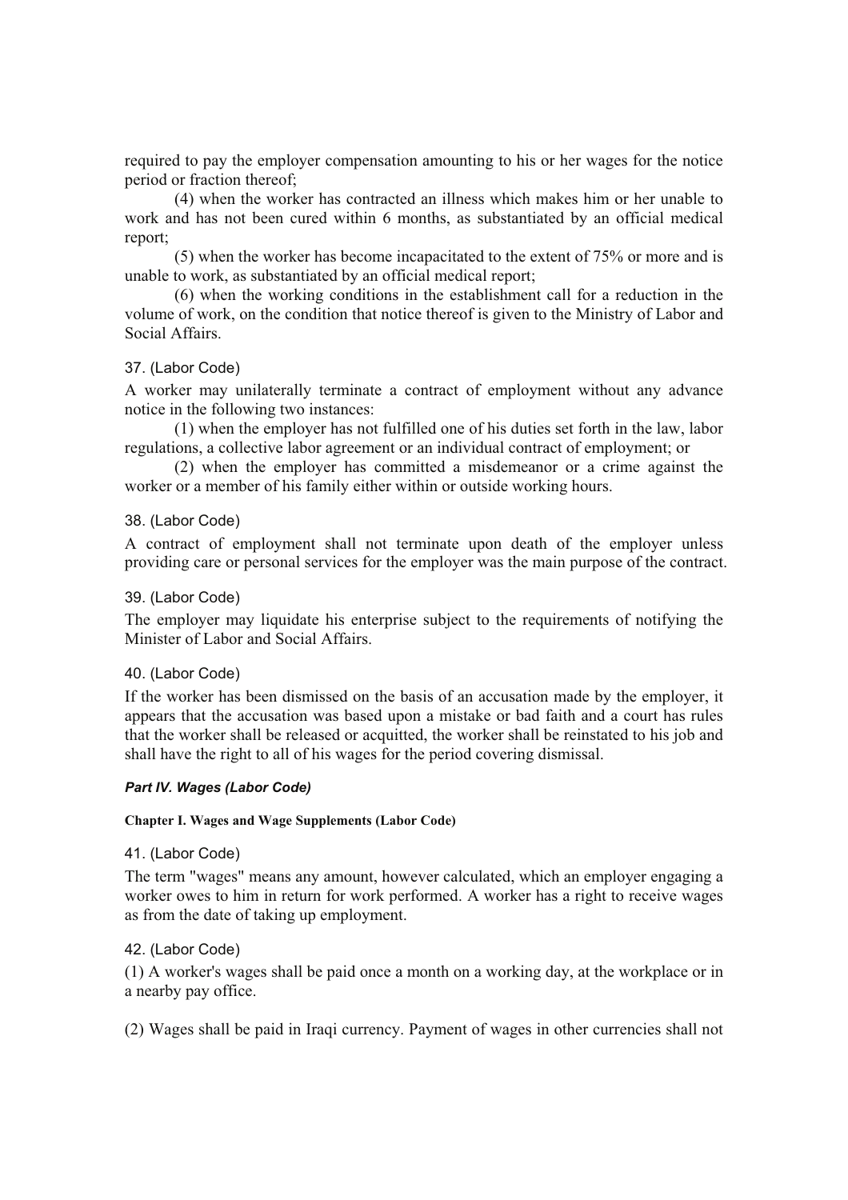required to pay the employer compensation amounting to his or her wages for the notice period or fraction thereof;

(4) when the worker has contracted an illness which makes him or her unable to work and has not been cured within 6 months, as substantiated by an official medical report;

(5) when the worker has become incapacitated to the extent of 75% or more and is unable to work, as substantiated by an official medical report;

(6) when the working conditions in the establishment call for a reduction in the volume of work, on the condition that notice thereof is given to the Ministry of Labor and Social Affairs.

37. (Labor Code)

A worker may unilaterally terminate a contract of employment without any advance notice in the following two instances:

(1) when the employer has not fulfilled one of his duties set forth in the law, labor regulations, a collective labor agreement or an individual contract of employment; or

(2) when the employer has committed a misdemeanor or a crime against the worker or a member of his family either within or outside working hours.

38. (Labor Code)

A contract of employment shall not terminate upon death of the employer unless providing care or personal services for the employer was the main purpose of the contract.

39. (Labor Code)

The employer may liquidate his enterprise subject to the requirements of notifying the Minister of Labor and Social Affairs.

40. (Labor Code)

If the worker has been dismissed on the basis of an accusation made by the employer, it appears that the accusation was based upon a mistake or bad faith and a court has rules that the worker shall be released or acquitted, the worker shall be reinstated to his job and shall have the right to all of his wages for the period covering dismissal.

### *Part IV. Wages (Labor Code)*

#### **Chapter I. Wages and Wage Supplements (Labor Code)**

41. (Labor Code)

The term "wages" means any amount, however calculated, which an employer engaging a worker owes to him in return for work performed. A worker has a right to receive wages as from the date of taking up employment.

42. (Labor Code)

(1) A worker's wages shall be paid once a month on a working day, at the workplace or in a nearby pay office.

(2) Wages shall be paid in Iraqi currency. Payment of wages in other currencies shall not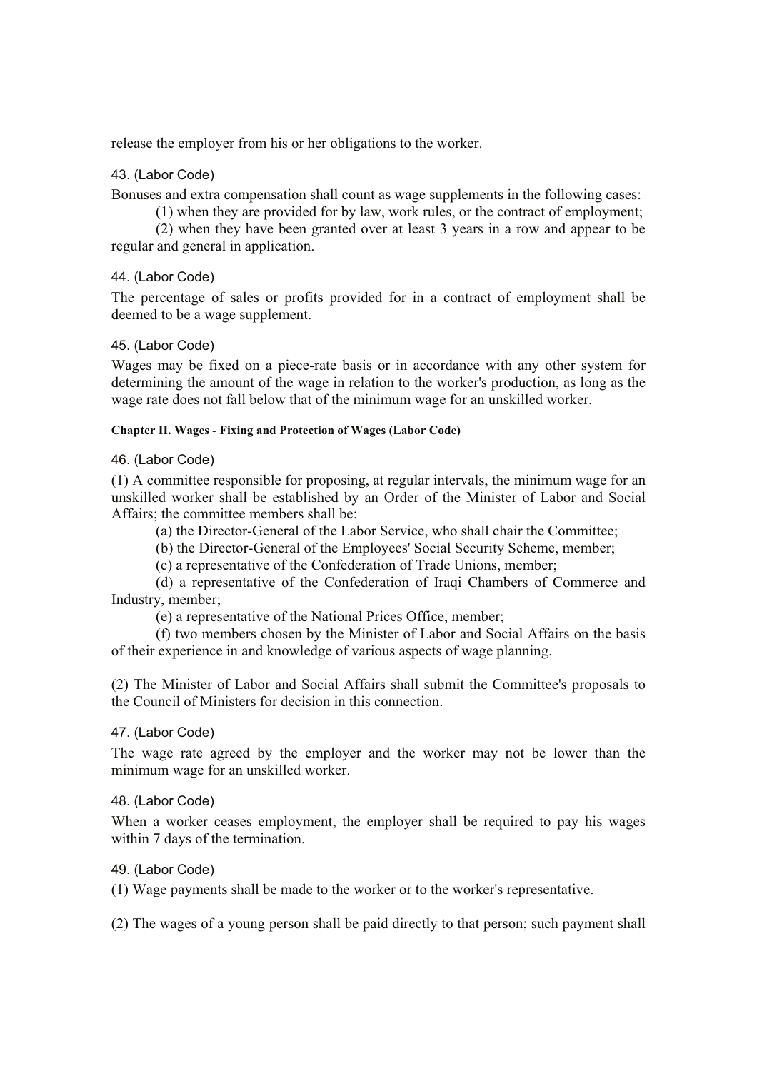release the employer from his or her obligations to the worker.

43. (Labor Code)

Bonuses and extra compensation shall count as wage supplements in the following cases:

(1) when they are provided for by law, work rules, or the contract of employment;

(2) when they have been granted over at least 3 years in a row and appear to be regular and general in application.

44. (Labor Code)

The percentage of sales or profits provided for in a contract of employment shall be deemed to be a wage supplement.

45. (Labor Code)

Wages may be fixed on a piece-rate basis or in accordance with any other system for determining the amount of the wage in relation to the worker's production, as long as the wage rate does not fall below that of the minimum wage for an unskilled worker.

#### Chapter II. Wages - Fixing and Protection of Wages (Labor Code)

46. (Labor Code)

(1) A committee responsible for proposing, at regular intervals, the minimum wage for an unskilled worker shall be established by an Order of the Minister of Labor and Social Affairs; the committee members shall be:

(a) the Director-General of the Labor Service, who shall chair the Committee;

(b) the Director-General of the Employees' Social Security Scheme, member;

(c) a representative of the Confederation of Trade Unions, member;

(d) a representative of the Confederation of Iraqi Chambers of Commerce and Industry, member;

(e) a representative of the National Prices Office, member;

(f) two members chosen by the Minister of Labor and Social Affairs on the basis of their experience in and knowledge of various aspects of wage planning.

(2) The Minister of Labor and Social Affairs shall submit the Committee's proposals to the Council of Ministers for decision in this connection.

47. (Labor Code)

The wage rate agreed by the employer and the worker may not be lower than the minimum wage for an unskilled worker.

48. (Labor Code)

When a worker ceases employment, the employer shall be required to pay his wages within 7 days of the termination.

49. (Labor Code)

(1) Wage payments shall be made to the worker or to the worker's representative.

(2) The wages of a young person shall be paid directly to that person; such payment shall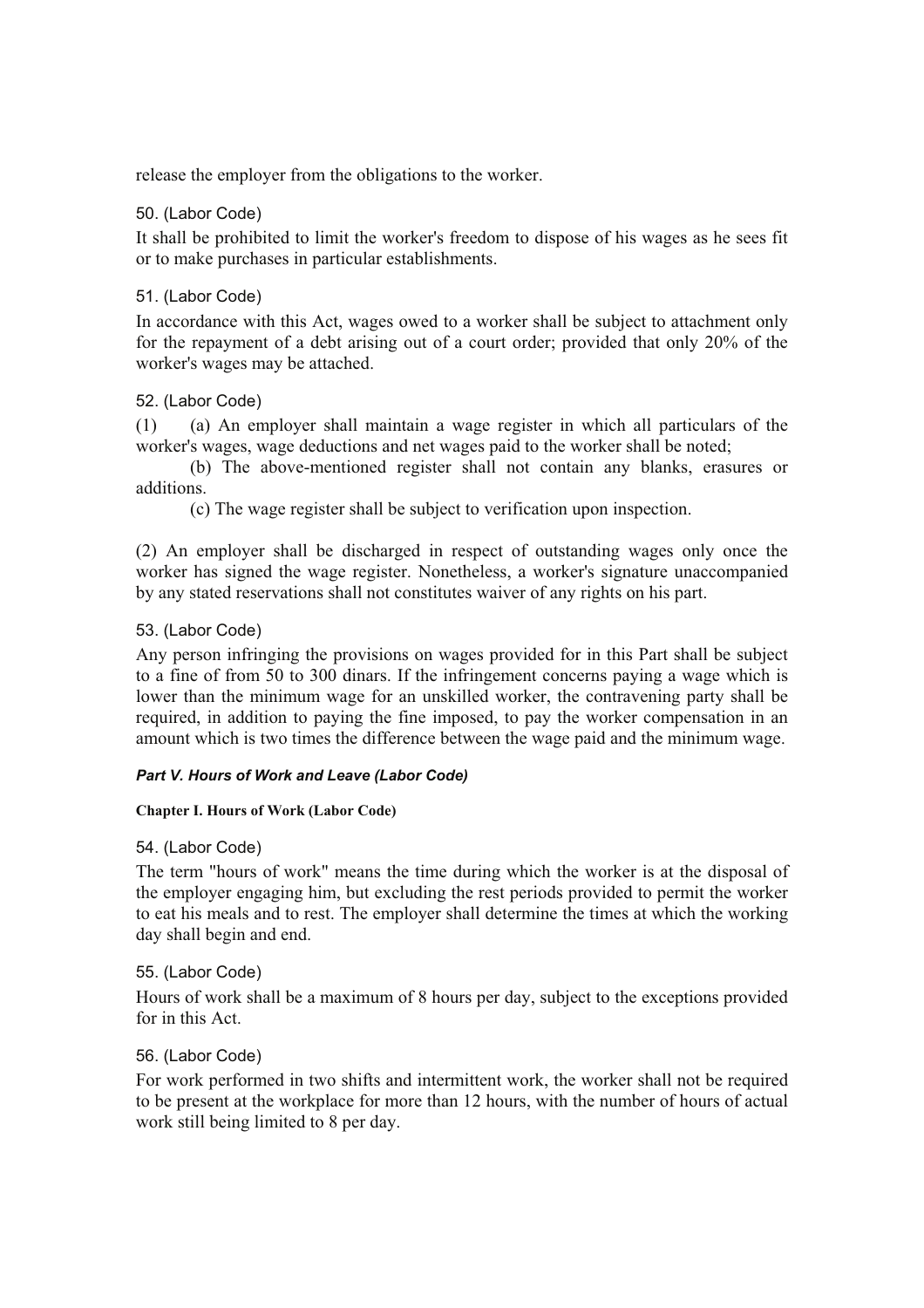release the employer from the obligations to the worker.

50. (Labor Code)

It shall be prohibited to limit the worker's freedom to dispose of his wages as he sees fit or to make purchases in particular establishments.

51. (Labor Code)

In accordance with this Act, wages owed to a worker shall be subject to attachment only for the repayment of a debt arising out of a court order; provided that only 20% of the worker's wages may be attached.

52. (Labor Code)

(1) (a) An employer shall maintain a wage register in which all particulars of the worker's wages, wage deductions and net wages paid to the worker shall be noted;

(b) The above-mentioned register shall not contain any blanks, erasures or additions.

(c) The wage register shall be subject to verification upon inspection.

(2) An employer shall be discharged in respect of outstanding wages only once the worker has signed the wage register. Nonetheless, a worker's signature unaccompanied by any stated reservations shall not constitutes waiver of any rights on his part.

53. (Labor Code)

Any person infringing the provisions on wages provided for in this Part shall be subject to a fine of from 50 to 300 dinars. If the infringement concerns paying a wage which is lower than the minimum wage for an unskilled worker, the contravening party shall be required, in addition to paying the fine imposed, to pay the worker compensation in an amount which is two times the difference between the wage paid and the minimum wage.

## *Part V. Hours of Work and Leave (Labor Code)*

### Chapter I. Hours of Work (Labor Code)

54. (Labor Code)

The term "hours of work" means the time during which the worker is at the disposal of the employer engaging him, but excluding the rest periods provided to permit the worker to eat his meals and to rest. The employer shall determine the times at which the working day shall begin and end.

55. (Labor Code)

Hours of work shall be a maximum of 8 hours per day, subject to the exceptions provided for in this Act.

56. (Labor Code)

For work performed in two shifts and intermittent work, the worker shall not be required to be present at the workplace for more than 12 hours, with the number of hours of actual work still being limited to 8 per day.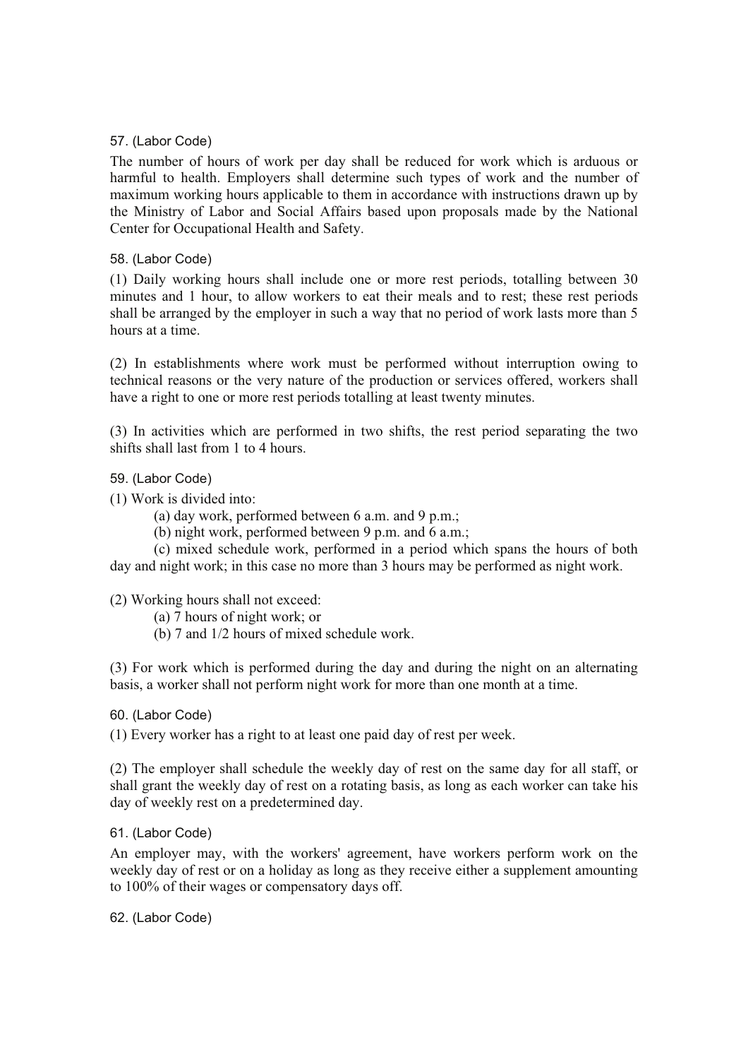57. (Labor Code)

The number of hours of work per day shall be reduced for work which is arduous or harmful to health. Employers shall determine such types of work and the number of maximum working hours applicable to them in accordance with instructions drawn up by the Ministry of Labor and Social Affairs based upon proposals made by the National Center for Occupational Health and Safety.

58. (Labor Code)

(1) Daily working hours shall include one or more rest periods, totalling between 30 minutes and 1 hour, to allow workers to eat their meals and to rest; these rest periods shall be arranged by the employer in such a way that no period of work lasts more than 5 hours at a time.

(2) In establishments where work must be performed without interruption owing to technical reasons or the very nature of the production or services offered, workers shall have a right to one or more rest periods totalling at least twenty minutes.

(3) In activities which are performed in two shifts, the rest period separating the two shifts shall last from 1 to 4 hours.

59. (Labor Code)

(1) Work is divided into:

(a) day work, performed between 6 a.m. and 9 p.m.;

(b) night work, performed between 9 p.m. and 6 a.m.;

(c) mixed schedule work, performed in a period which spans the hours of both day and night work; in this case no more than 3 hours may be performed as night work.

(2) Working hours shall not exceed:

(a) 7 hours of night work; or

(b) 7 and 1/2 hours of mixed schedule work.

(3) For work which is performed during the day and during the night on an alternating basis, a worker shall not perform night work for more than one month at a time.

60. (Labor Code)

(1) Every worker has a right to at least one paid day of rest per week.

(2) The employer shall schedule the weekly day of rest on the same day for all staff, or shall grant the weekly day of rest on a rotating basis, as long as each worker can take his day of weekly rest on a predetermined day.

61. (Labor Code)

An employer may, with the workers' agreement, have workers perform work on the weekly day of rest or on a holiday as long as they receive either a supplement amounting to 100% of their wages or compensatory days off.

62. (Labor Code)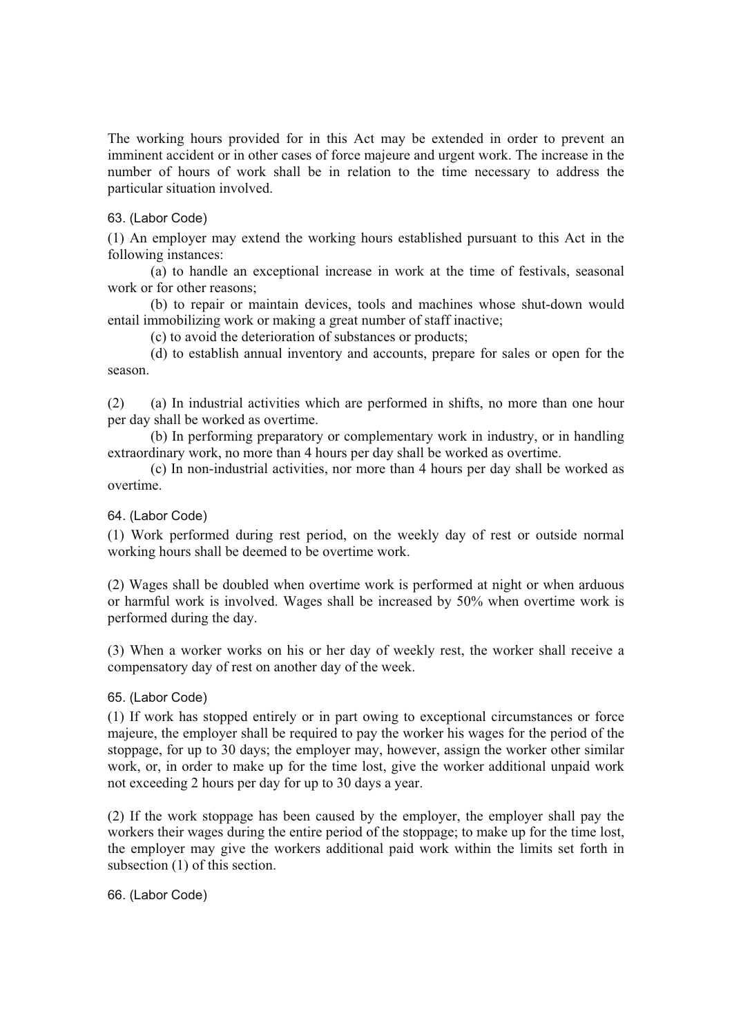The working hours provided for in this Act may be extended in order to prevent an imminent accident or in other cases of force majeure and urgent work. The increase in the number of hours of work shall be in relation to the time necessary to address the particular situation involved.

63. (Labor Code)

(1) An employer may extend the working hours established pursuant to this Act in the following instances:

(a) to handle an exceptional increase in work at the time of festivals, seasonal work or for other reasons;

(b) to repair or maintain devices, tools and machines whose shut-down would entail immobilizing work or making a great number of staff inactive;

(c) to avoid the deterioration of substances or products;

(d) to establish annual inventory and accounts, prepare for sales or open for the season.

(2) (a) In industrial activities which are performed in shifts, no more than one hour per day shall be worked as overtime.

(b) In performing preparatory or complementary work in industry, or in handling extraordinary work, no more than 4 hours per day shall be worked as overtime.

(c) In non-industrial activities, nor more than 4 hours per day shall be worked as overtime.

64. (Labor Code)

(1) Work performed during rest period, on the weekly day of rest or outside normal working hours shall be deemed to be overtime work.

(2) Wages shall be doubled when overtime work is performed at night or when arduous or harmful work is involved. Wages shall be increased by 50% when overtime work is performed during the day.

(3) When a worker works on his or her day of weekly rest, the worker shall receive a compensatory day of rest on another day of the week.

65. (Labor Code)

(1) If work has stopped entirely or in part owing to exceptional circumstances or force majeure, the employer shall be required to pay the worker his wages for the period of the stoppage, for up to 30 days; the employer may, however, assign the worker other similar work, or, in order to make up for the time lost, give the worker additional unpaid work not exceeding 2 hours per day for up to 30 days a year.

(2) If the work stoppage has been caused by the employer, the employer shall pay the workers their wages during the entire period of the stoppage; to make up for the time lost, the employer may give the workers additional paid work within the limits set forth in subsection (1) of this section.

66. (Labor Code)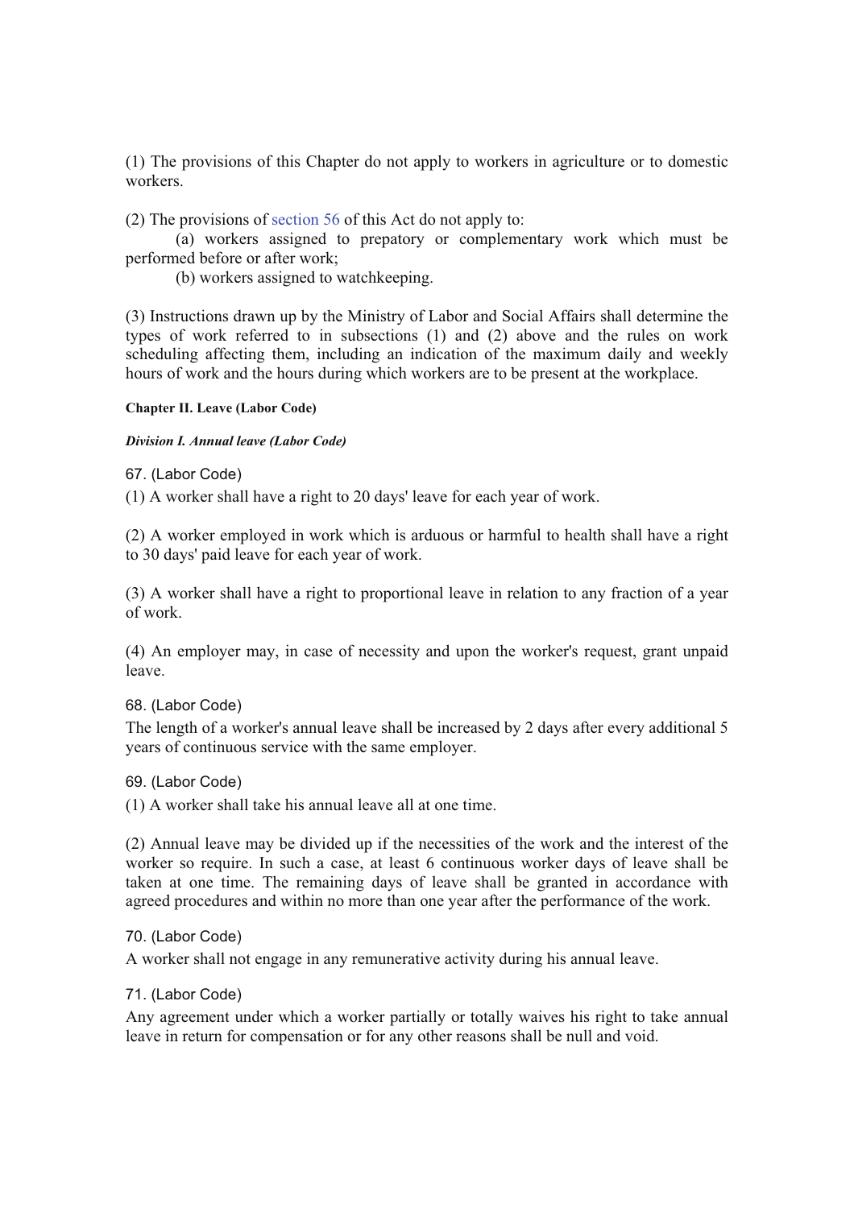(1) The provisions of this Chapter do not apply to workers in agriculture or to domestic workers.

(2) The provisions of section 56 of this Act do not apply to:

(a) workers assigned to prepatory or complementary work which must be performed before or after work;

(b) workers assigned to watchkeeping.

(3) Instructions drawn up by the Ministry of Labor and Social Affairs shall determine the types of work referred to in subsections (1) and (2) above and the rules on work scheduling affecting them, including an indication of the maximum daily and weekly hours of work and the hours during which workers are to be present at the workplace.

#### Chapter II. Leave (Labor Code)

##### *Division I. Annual leave (Labor Code)*

67. (Labor Code)

(1) A worker shall have a right to 20 days' leave for each year of work.

(2) A worker employed in work which is arduous or harmful to health shall have a right to 30 days' paid leave for each year of work.

(3) A worker shall have a right to proportional leave in relation to any fraction of a year of work.

(4) An employer may, in case of necessity and upon the worker's request, grant unpaid leave.

68. (Labor Code)

The length of a worker's annual leave shall be increased by 2 days after every additional 5 years of continuous service with the same employer.

69. (Labor Code)

(1) A worker shall take his annual leave all at one time.

(2) Annual leave may be divided up if the necessities of the work and the interest of the worker so require. In such a case, at least 6 continuous worker days of leave shall be taken at one time. The remaining days of leave shall be granted in accordance with agreed procedures and within no more than one year after the performance of the work.

70. (Labor Code)

A worker shall not engage in any remunerative activity during his annual leave.

71. (Labor Code)

Any agreement under which a worker partially or totally waives his right to take annual leave in return for compensation or for any other reasons shall be null and void.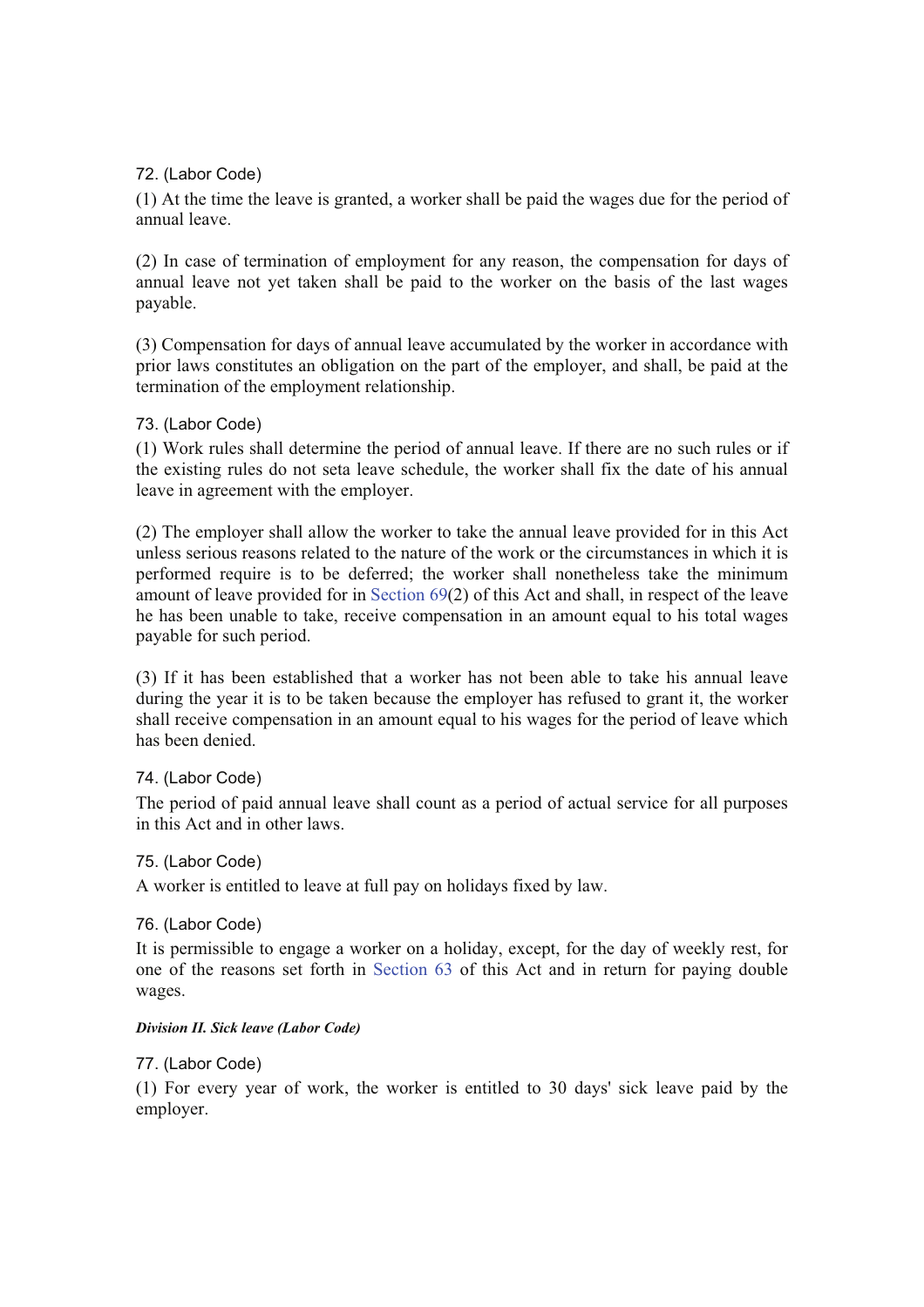72. (Labor Code)

(1) At the time the leave is granted, a worker shall be paid the wages due for the period of annual leave.

(2) In case of termination of employment for any reason, the compensation for days of annual leave not yet taken shall be paid to the worker on the basis of the last wages payable.

(3) Compensation for days of annual leave accumulated by the worker in accordance with prior laws constitutes an obligation on the part of the employer, and shall, be paid at the termination of the employment relationship.

73. (Labor Code)

(1) Work rules shall determine the period of annual leave. If there are no such rules or if the existing rules do not seta leave schedule, the worker shall fix the date of his annual leave in agreement with the employer.

(2) The employer shall allow the worker to take the annual leave provided for in this Act unless serious reasons related to the nature of the work or the circumstances in which it is performed require is to be deferred; the worker shall nonetheless take the minimum amount of leave provided for in Section 69(2) of this Act and shall, in respect of the leave he has been unable to take, receive compensation in an amount equal to his total wages payable for such period.

(3) If it has been established that a worker has not been able to take his annual leave during the year it is to be taken because the employer has refused to grant it, the worker shall receive compensation in an amount equal to his wages for the period of leave which has been denied.

74. (Labor Code)

The period of paid annual leave shall count as a period of actual service for all purposes in this Act and in other laws.

75. (Labor Code)

A worker is entitled to leave at full pay on holidays fixed by law.

76. (Labor Code)

It is permissible to engage a worker on a holiday, except, for the day of weekly rest, for one of the reasons set forth in Section 63 of this Act and in return for paying double wages.

***Division II. Sick leave (Labor Code)***

77. (Labor Code)

(1) For every year of work, the worker is entitled to 30 days' sick leave paid by the employer.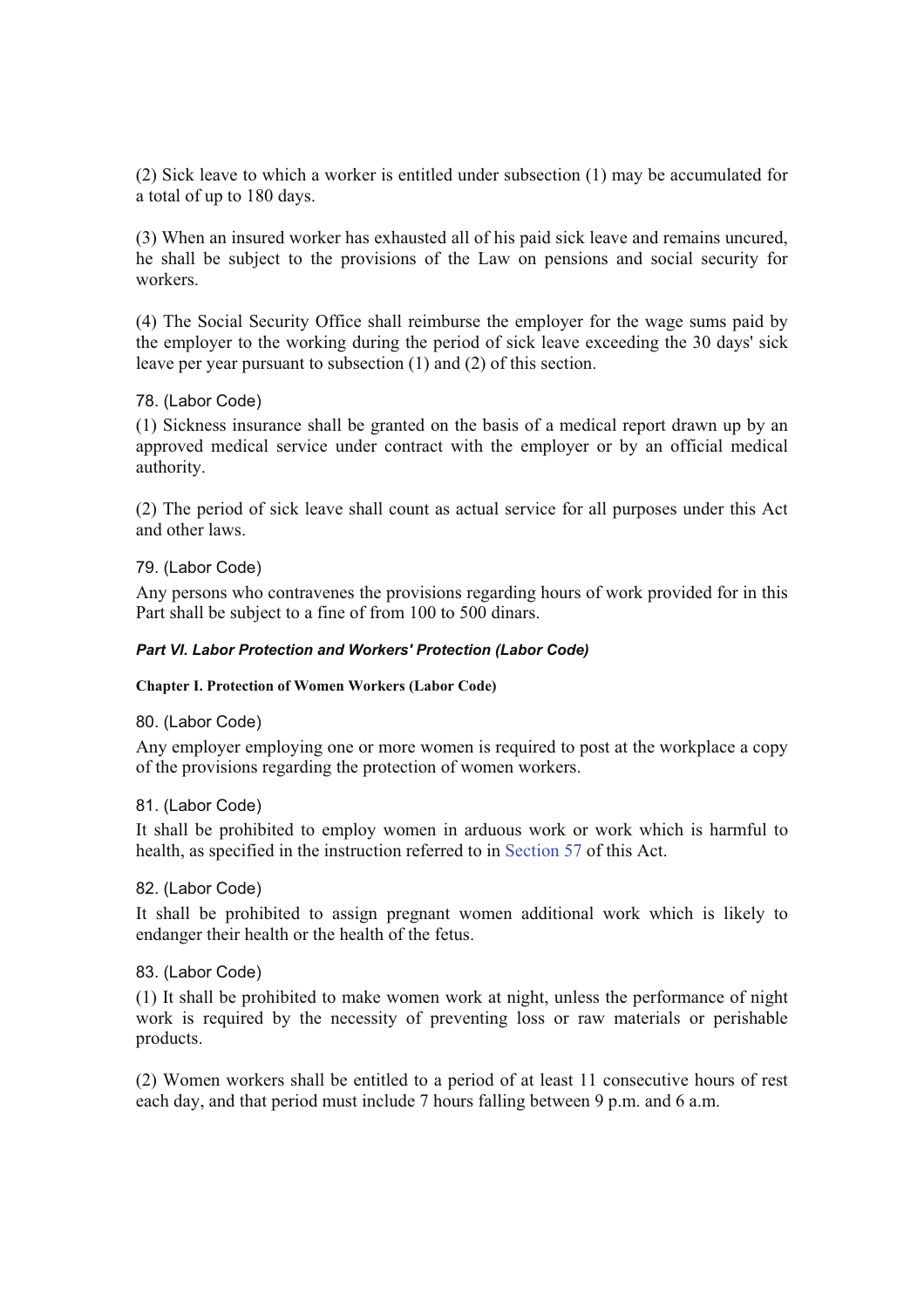(2) Sick leave to which a worker is entitled under subsection (1) may be accumulated for a total of up to 180 days.

(3) When an insured worker has exhausted all of his paid sick leave and remains uncured, he shall be subject to the provisions of the Law on pensions and social security for workers.

(4) The Social Security Office shall reimburse the employer for the wage sums paid by the employer to the working during the period of sick leave exceeding the 30 days' sick leave per year pursuant to subsection (1) and (2) of this section.

78. (Labor Code)

(1) Sickness insurance shall be granted on the basis of a medical report drawn up by an approved medical service under contract with the employer or by an official medical authority.

(2) The period of sick leave shall count as actual service for all purposes under this Act and other laws.

79. (Labor Code)

Any persons who contravenes the provisions regarding hours of work provided for in this Part shall be subject to a fine of from 100 to 500 dinars.

### *Part VI. Labor Protection and Workers' Protection (Labor Code)*

#### Chapter I. Protection of Women Workers (Labor Code)

80. (Labor Code)

Any employer employing one or more women is required to post at the workplace a copy of the provisions regarding the protection of women workers.

81. (Labor Code)

It shall be prohibited to employ women in arduous work or work which is harmful to health, as specified in the instruction referred to in Section 57 of this Act.

82. (Labor Code)

It shall be prohibited to assign pregnant women additional work which is likely to endanger their health or the health of the fetus.

83. (Labor Code)

(1) It shall be prohibited to make women work at night, unless the performance of night work is required by the necessity of preventing loss or raw materials or perishable products.

(2) Women workers shall be entitled to a period of at least 11 consecutive hours of rest each day, and that period must include 7 hours falling between 9 p.m. and 6 a.m.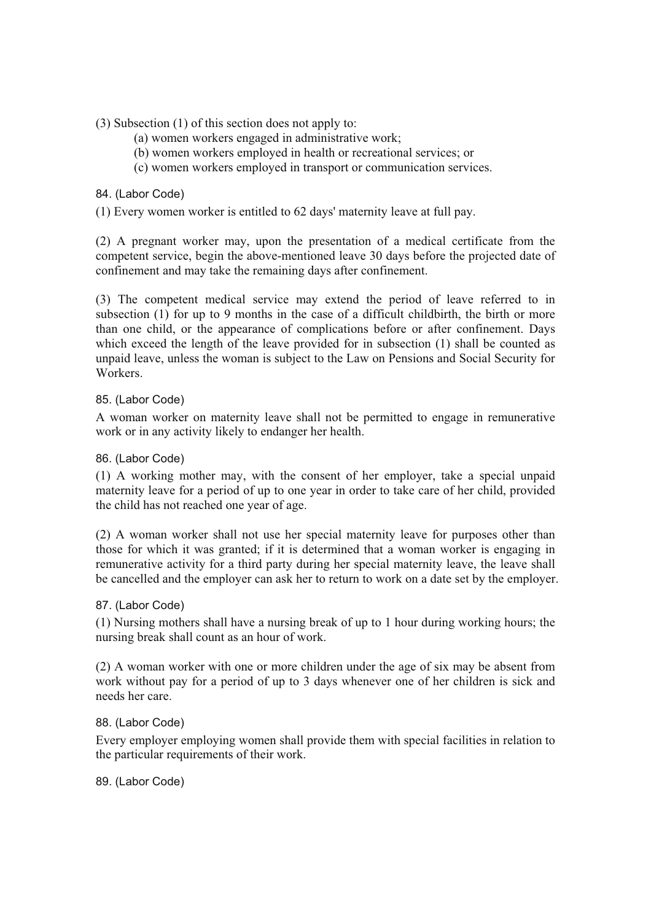(3) Subsection (1) of this section does not apply to:

- (a) women workers engaged in administrative work;
- (b) women workers employed in health or recreational services; or
- (c) women workers employed in transport or communication services.

84. (Labor Code)

(1) Every women worker is entitled to 62 days' maternity leave at full pay.

(2) A pregnant worker may, upon the presentation of a medical certificate from the competent service, begin the above-mentioned leave 30 days before the projected date of confinement and may take the remaining days after confinement.

(3) The competent medical service may extend the period of leave referred to in subsection (1) for up to 9 months in the case of a difficult childbirth, the birth or more than one child, or the appearance of complications before or after confinement. Days which exceed the length of the leave provided for in subsection (1) shall be counted as unpaid leave, unless the woman is subject to the Law on Pensions and Social Security for Workers.

85. (Labor Code)

A woman worker on maternity leave shall not be permitted to engage in remunerative work or in any activity likely to endanger her health.

86. (Labor Code)

(1) A working mother may, with the consent of her employer, take a special unpaid maternity leave for a period of up to one year in order to take care of her child, provided the child has not reached one year of age.

(2) A woman worker shall not use her special maternity leave for purposes other than those for which it was granted; if it is determined that a woman worker is engaging in remunerative activity for a third party during her special maternity leave, the leave shall be cancelled and the employer can ask her to return to work on a date set by the employer.

87. (Labor Code)

(1) Nursing mothers shall have a nursing break of up to 1 hour during working hours; the nursing break shall count as an hour of work.

(2) A woman worker with one or more children under the age of six may be absent from work without pay for a period of up to 3 days whenever one of her children is sick and needs her care.

88. (Labor Code)

Every employer employing women shall provide them with special facilities in relation to the particular requirements of their work.

89. (Labor Code)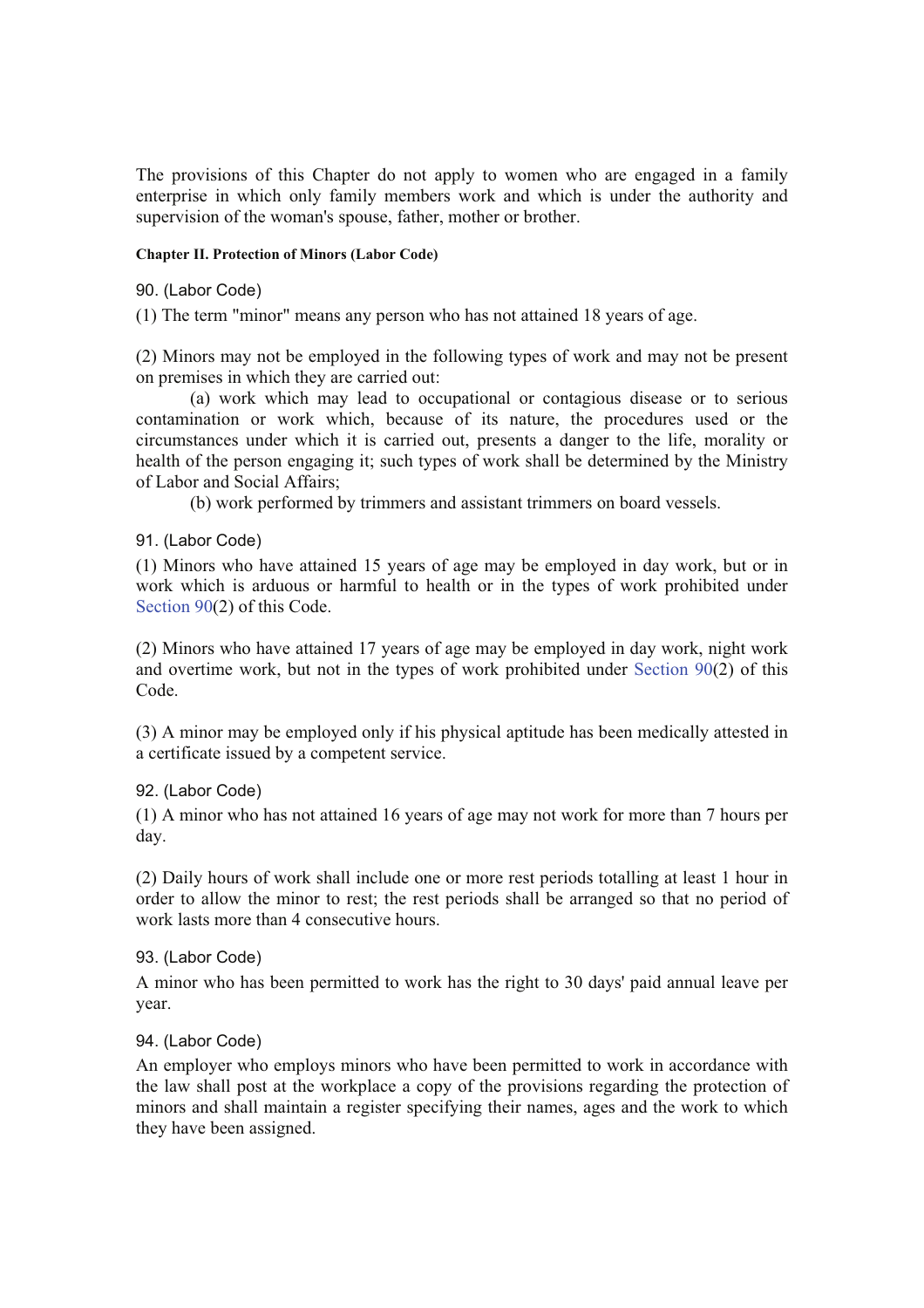The provisions of this Chapter do not apply to women who are engaged in a family enterprise in which only family members work and which is under the authority and supervision of the woman's spouse, father, mother or brother.

#### Chapter II. Protection of Minors (Labor Code)

90. (Labor Code)

(1) The term "minor" means any person who has not attained 18 years of age.

(2) Minors may not be employed in the following types of work and may not be present on premises in which they are carried out:

(a) work which may lead to occupational or contagious disease or to serious contamination or work which, because of its nature, the procedures used or the circumstances under which it is carried out, presents a danger to the life, morality or health of the person engaging it; such types of work shall be determined by the Ministry of Labor and Social Affairs;

(b) work performed by trimmers and assistant trimmers on board vessels.

91. (Labor Code)

(1) Minors who have attained 15 years of age may be employed in day work, but or in work which is arduous or harmful to health or in the types of work prohibited under Section 90(2) of this Code.

(2) Minors who have attained 17 years of age may be employed in day work, night work and overtime work, but not in the types of work prohibited under Section 90(2) of this Code.

(3) A minor may be employed only if his physical aptitude has been medically attested in a certificate issued by a competent service.

92. (Labor Code)

(1) A minor who has not attained 16 years of age may not work for more than 7 hours per day.

(2) Daily hours of work shall include one or more rest periods totalling at least 1 hour in order to allow the minor to rest; the rest periods shall be arranged so that no period of work lasts more than 4 consecutive hours.

93. (Labor Code)

A minor who has been permitted to work has the right to 30 days' paid annual leave per year.

94. (Labor Code)

An employer who employs minors who have been permitted to work in accordance with the law shall post at the workplace a copy of the provisions regarding the protection of minors and shall maintain a register specifying their names, ages and the work to which they have been assigned.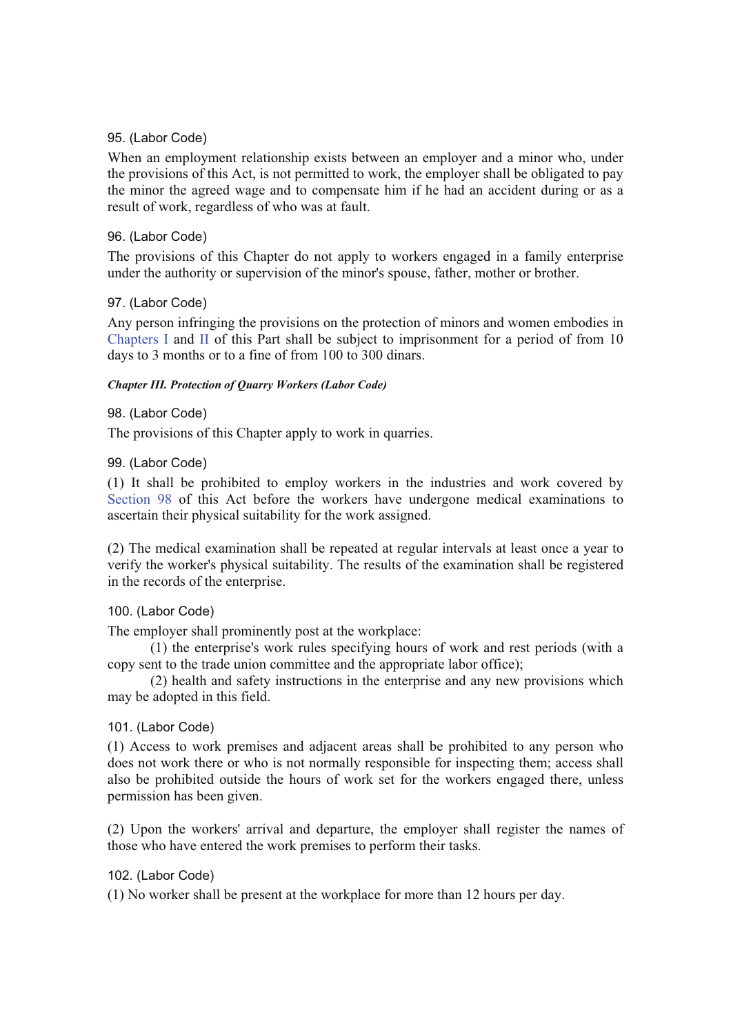95. (Labor Code)

When an employment relationship exists between an employer and a minor who, under the provisions of this Act, is not permitted to work, the employer shall be obligated to pay the minor the agreed wage and to compensate him if he had an accident during or as a result of work, regardless of who was at fault.

96. (Labor Code)

The provisions of this Chapter do not apply to workers engaged in a family enterprise under the authority or supervision of the minor's spouse, father, mother or brother.

97. (Labor Code)

Any person infringing the provisions on the protection of minors and women embodies in Chapters I and II of this Part shall be subject to imprisonment for a period of from 10 days to 3 months or to a fine of from 100 to 300 dinars.

#### *Chapter III. Protection of Quarry Workers (Labor Code)*

98. (Labor Code)

The provisions of this Chapter apply to work in quarries.

99. (Labor Code)

(1) It shall be prohibited to employ workers in the industries and work covered by Section 98 of this Act before the workers have undergone medical examinations to ascertain their physical suitability for the work assigned.

(2) The medical examination shall be repeated at regular intervals at least once a year to verify the worker's physical suitability. The results of the examination shall be registered in the records of the enterprise.

100. (Labor Code)

The employer shall prominently post at the workplace:

(1) the enterprise's work rules specifying hours of work and rest periods (with a copy sent to the trade union committee and the appropriate labor office);

(2) health and safety instructions in the enterprise and any new provisions which may be adopted in this field.

101. (Labor Code)

(1) Access to work premises and adjacent areas shall be prohibited to any person who does not work there or who is not normally responsible for inspecting them; access shall also be prohibited outside the hours of work set for the workers engaged there, unless permission has been given.

(2) Upon the workers' arrival and departure, the employer shall register the names of those who have entered the work premises to perform their tasks.

102. (Labor Code)

(1) No worker shall be present at the workplace for more than 12 hours per day.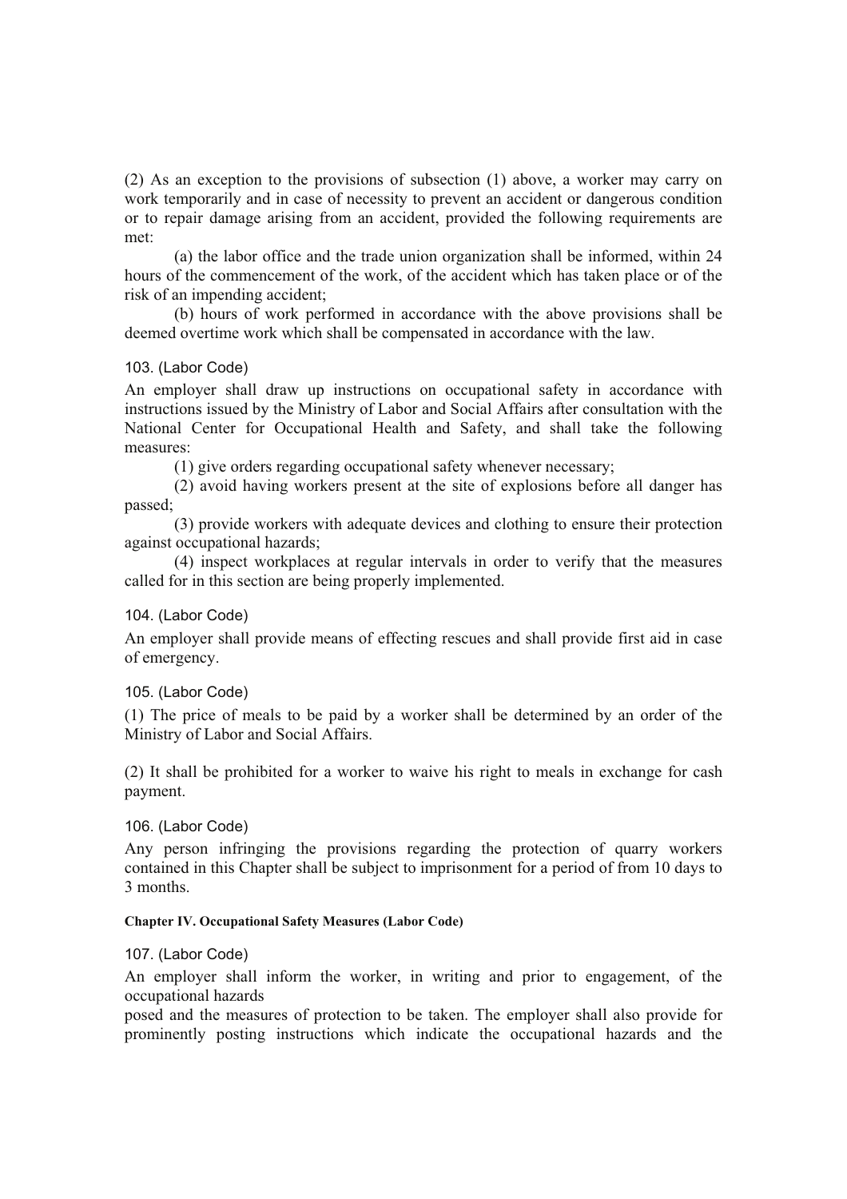(2) As an exception to the provisions of subsection (1) above, a worker may carry on work temporarily and in case of necessity to prevent an accident or dangerous condition or to repair damage arising from an accident, provided the following requirements are met:

(a) the labor office and the trade union organization shall be informed, within 24 hours of the commencement of the work, of the accident which has taken place or of the risk of an impending accident;

(b) hours of work performed in accordance with the above provisions shall be deemed overtime work which shall be compensated in accordance with the law.

103. (Labor Code)

An employer shall draw up instructions on occupational safety in accordance with instructions issued by the Ministry of Labor and Social Affairs after consultation with the National Center for Occupational Health and Safety, and shall take the following measures:

(1) give orders regarding occupational safety whenever necessary;

(2) avoid having workers present at the site of explosions before all danger has passed;

(3) provide workers with adequate devices and clothing to ensure their protection against occupational hazards;

(4) inspect workplaces at regular intervals in order to verify that the measures called for in this section are being properly implemented.

104. (Labor Code)

An employer shall provide means of effecting rescues and shall provide first aid in case of emergency.

105. (Labor Code)

(1) The price of meals to be paid by a worker shall be determined by an order of the Ministry of Labor and Social Affairs.

(2) It shall be prohibited for a worker to waive his right to meals in exchange for cash payment.

106. (Labor Code)

Any person infringing the provisions regarding the protection of quarry workers contained in this Chapter shall be subject to imprisonment for a period of from 10 days to 3 months.

#### Chapter IV. Occupational Safety Measures (Labor Code)

107. (Labor Code)

An employer shall inform the worker, in writing and prior to engagement, of the occupational hazards
posed and the measures of protection to be taken. The employer shall also provide for prominently posting instructions which indicate the occupational hazards and the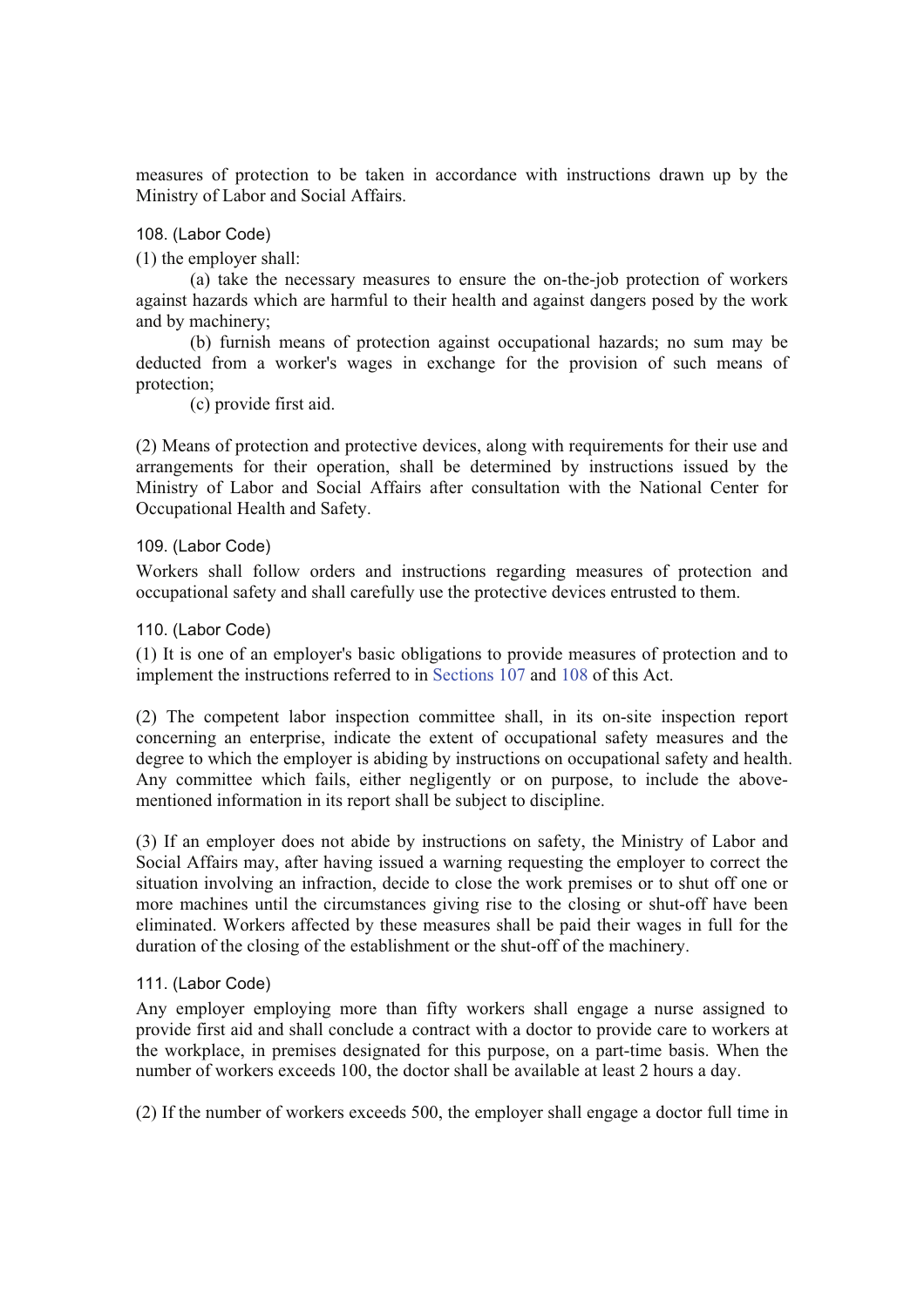measures of protection to be taken in accordance with instructions drawn up by the Ministry of Labor and Social Affairs.

108. (Labor Code)

(1) the employer shall:

(a) take the necessary measures to ensure the on-the-job protection of workers against hazards which are harmful to their health and against dangers posed by the work and by machinery;

(b) furnish means of protection against occupational hazards; no sum may be deducted from a worker's wages in exchange for the provision of such means of protection;

(c) provide first aid.

(2) Means of protection and protective devices, along with requirements for their use and arrangements for their operation, shall be determined by instructions issued by the Ministry of Labor and Social Affairs after consultation with the National Center for Occupational Health and Safety.

109. (Labor Code)

Workers shall follow orders and instructions regarding measures of protection and occupational safety and shall carefully use the protective devices entrusted to them.

110. (Labor Code)

(1) It is one of an employer's basic obligations to provide measures of protection and to implement the instructions referred to in Sections 107 and 108 of this Act.

(2) The competent labor inspection committee shall, in its on-site inspection report concerning an enterprise, indicate the extent of occupational safety measures and the degree to which the employer is abiding by instructions on occupational safety and health. Any committee which fails, either negligently or on purpose, to include the above-mentioned information in its report shall be subject to discipline.

(3) If an employer does not abide by instructions on safety, the Ministry of Labor and Social Affairs may, after having issued a warning requesting the employer to correct the situation involving an infraction, decide to close the work premises or to shut off one or more machines until the circumstances giving rise to the closing or shut-off have been eliminated. Workers affected by these measures shall be paid their wages in full for the duration of the closing of the establishment or the shut-off of the machinery.

111. (Labor Code)

Any employer employing more than fifty workers shall engage a nurse assigned to provide first aid and shall conclude a contract with a doctor to provide care to workers at the workplace, in premises designated for this purpose, on a part-time basis. When the number of workers exceeds 100, the doctor shall be available at least 2 hours a day.

(2) If the number of workers exceeds 500, the employer shall engage a doctor full time in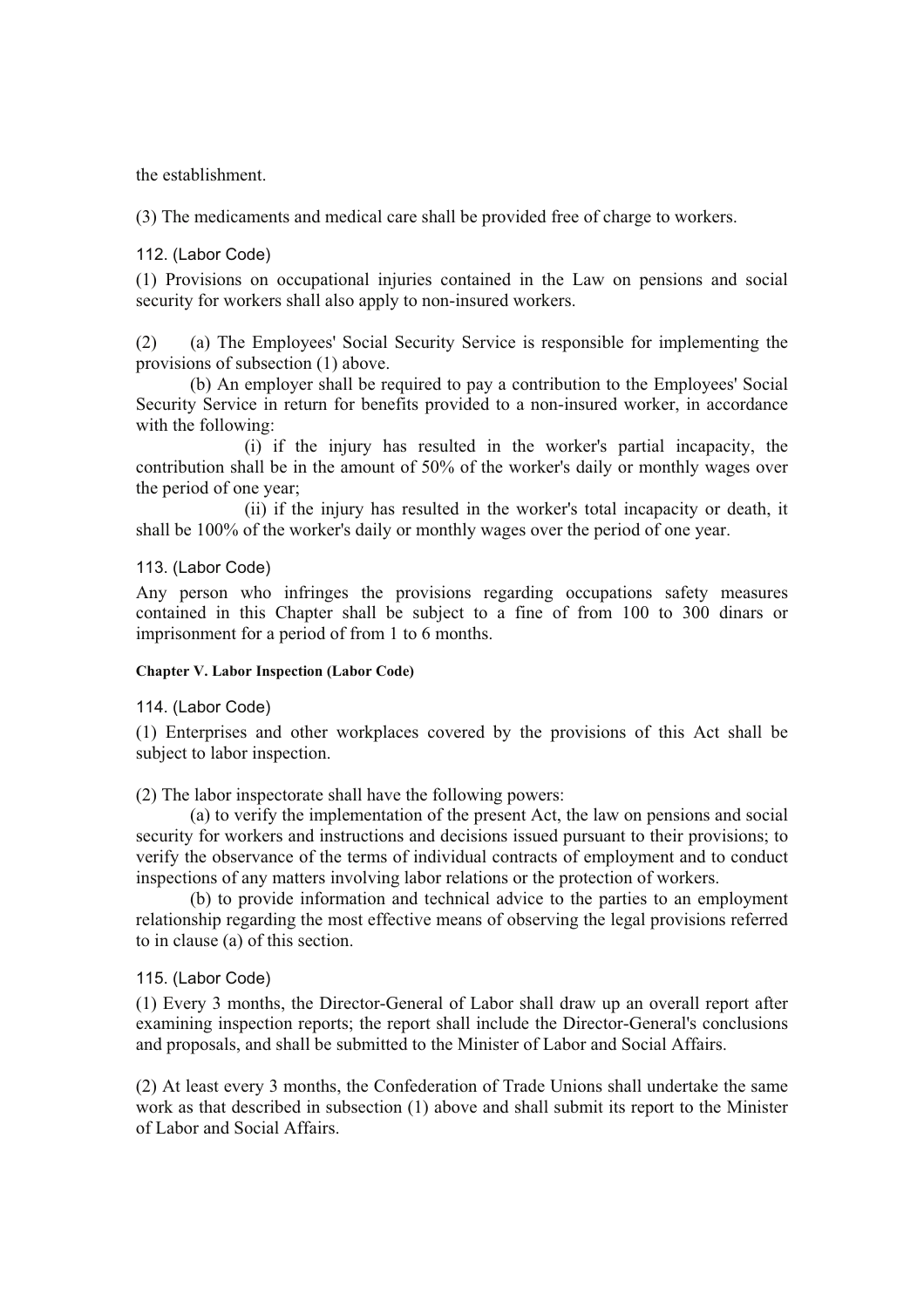the establishment.

(3) The medicaments and medical care shall be provided free of charge to workers.

112. (Labor Code)

(1) Provisions on occupational injuries contained in the Law on pensions and social security for workers shall also apply to non-insured workers.

(2) (a) The Employees' Social Security Service is responsible for implementing the provisions of subsection (1) above.

(b) An employer shall be required to pay a contribution to the Employees' Social Security Service in return for benefits provided to a non-insured worker, in accordance with the following:

(i) if the injury has resulted in the worker's partial incapacity, the contribution shall be in the amount of 50% of the worker's daily or monthly wages over the period of one year;

(ii) if the injury has resulted in the worker's total incapacity or death, it shall be 100% of the worker's daily or monthly wages over the period of one year.

113. (Labor Code)

Any person who infringes the provisions regarding occupations safety measures contained in this Chapter shall be subject to a fine of from 100 to 300 dinars or imprisonment for a period of from 1 to 6 months.

#### Chapter V. Labor Inspection (Labor Code)

114. (Labor Code)

(1) Enterprises and other workplaces covered by the provisions of this Act shall be subject to labor inspection.

(2) The labor inspectorate shall have the following powers:

(a) to verify the implementation of the present Act, the law on pensions and social security for workers and instructions and decisions issued pursuant to their provisions; to verify the observance of the terms of individual contracts of employment and to conduct inspections of any matters involving labor relations or the protection of workers.

(b) to provide information and technical advice to the parties to an employment relationship regarding the most effective means of observing the legal provisions referred to in clause (a) of this section.

115. (Labor Code)

(1) Every 3 months, the Director-General of Labor shall draw up an overall report after examining inspection reports; the report shall include the Director-General's conclusions and proposals, and shall be submitted to the Minister of Labor and Social Affairs.

(2) At least every 3 months, the Confederation of Trade Unions shall undertake the same work as that described in subsection (1) above and shall submit its report to the Minister of Labor and Social Affairs.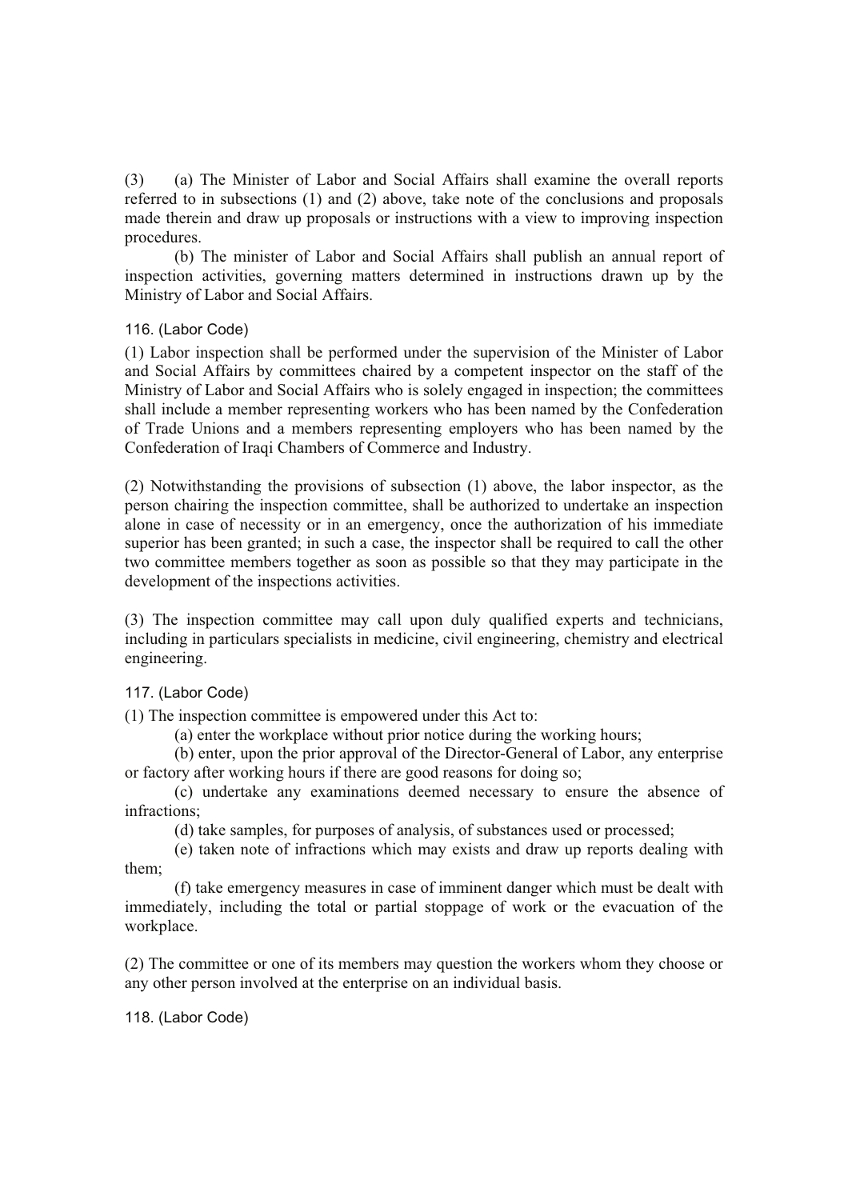(3) (a) The Minister of Labor and Social Affairs shall examine the overall reports referred to in subsections (1) and (2) above, take note of the conclusions and proposals made therein and draw up proposals or instructions with a view to improving inspection procedures.

(b) The minister of Labor and Social Affairs shall publish an annual report of inspection activities, governing matters determined in instructions drawn up by the Ministry of Labor and Social Affairs.

116. (Labor Code)

(1) Labor inspection shall be performed under the supervision of the Minister of Labor and Social Affairs by committees chaired by a competent inspector on the staff of the Ministry of Labor and Social Affairs who is solely engaged in inspection; the committees shall include a member representing workers who has been named by the Confederation of Trade Unions and a members representing employers who has been named by the Confederation of Iraqi Chambers of Commerce and Industry.

(2) Notwithstanding the provisions of subsection (1) above, the labor inspector, as the person chairing the inspection committee, shall be authorized to undertake an inspection alone in case of necessity or in an emergency, once the authorization of his immediate superior has been granted; in such a case, the inspector shall be required to call the other two committee members together as soon as possible so that they may participate in the development of the inspections activities.

(3) The inspection committee may call upon duly qualified experts and technicians, including in particulars specialists in medicine, civil engineering, chemistry and electrical engineering.

117. (Labor Code)

(1) The inspection committee is empowered under this Act to:

(a) enter the workplace without prior notice during the working hours;

(b) enter, upon the prior approval of the Director-General of Labor, any enterprise or factory after working hours if there are good reasons for doing so;

(c) undertake any examinations deemed necessary to ensure the absence of infractions;

(d) take samples, for purposes of analysis, of substances used or processed;

(e) taken note of infractions which may exists and draw up reports dealing with them;

(f) take emergency measures in case of imminent danger which must be dealt with immediately, including the total or partial stoppage of work or the evacuation of the workplace.

(2) The committee or one of its members may question the workers whom they choose or any other person involved at the enterprise on an individual basis.

118. (Labor Code)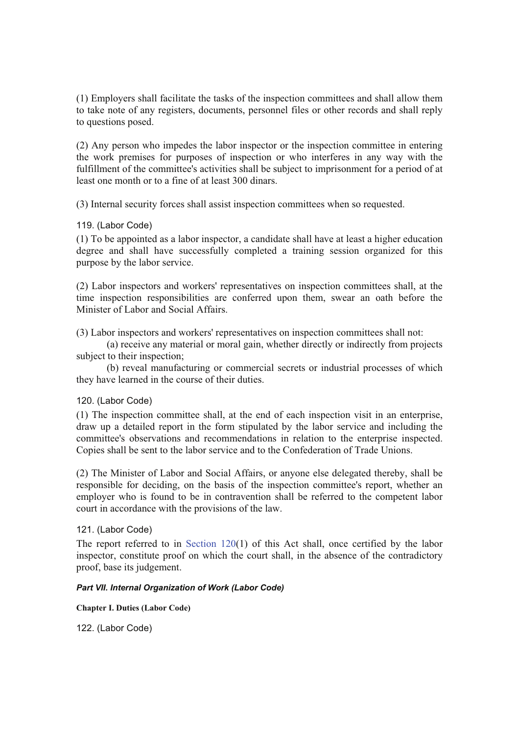(1) Employers shall facilitate the tasks of the inspection committees and shall allow them to take note of any registers, documents, personnel files or other records and shall reply to questions posed.

(2) Any person who impedes the labor inspector or the inspection committee in entering the work premises for purposes of inspection or who interferes in any way with the fulfillment of the committee's activities shall be subject to imprisonment for a period of at least one month or to a fine of at least 300 dinars.

(3) Internal security forces shall assist inspection committees when so requested.

119. (Labor Code)

(1) To be appointed as a labor inspector, a candidate shall have at least a higher education degree and shall have successfully completed a training session organized for this purpose by the labor service.

(2) Labor inspectors and workers' representatives on inspection committees shall, at the time inspection responsibilities are conferred upon them, swear an oath before the Minister of Labor and Social Affairs.

(3) Labor inspectors and workers' representatives on inspection committees shall not:

(a) receive any material or moral gain, whether directly or indirectly from projects subject to their inspection;

(b) reveal manufacturing or commercial secrets or industrial processes of which they have learned in the course of their duties.

120. (Labor Code)

(1) The inspection committee shall, at the end of each inspection visit in an enterprise, draw up a detailed report in the form stipulated by the labor service and including the committee's observations and recommendations in relation to the enterprise inspected. Copies shall be sent to the labor service and to the Confederation of Trade Unions.

(2) The Minister of Labor and Social Affairs, or anyone else delegated thereby, shall be responsible for deciding, on the basis of the inspection committee's report, whether an employer who is found to be in contravention shall be referred to the competent labor court in accordance with the provisions of the law.

121. (Labor Code)

The report referred to in Section 120(1) of this Act shall, once certified by the labor inspector, constitute proof on which the court shall, in the absence of the contradictory proof, base its judgement.

***Part VII. Internal Organization of Work (Labor Code)***

**Chapter I. Duties (Labor Code)**

122. (Labor Code)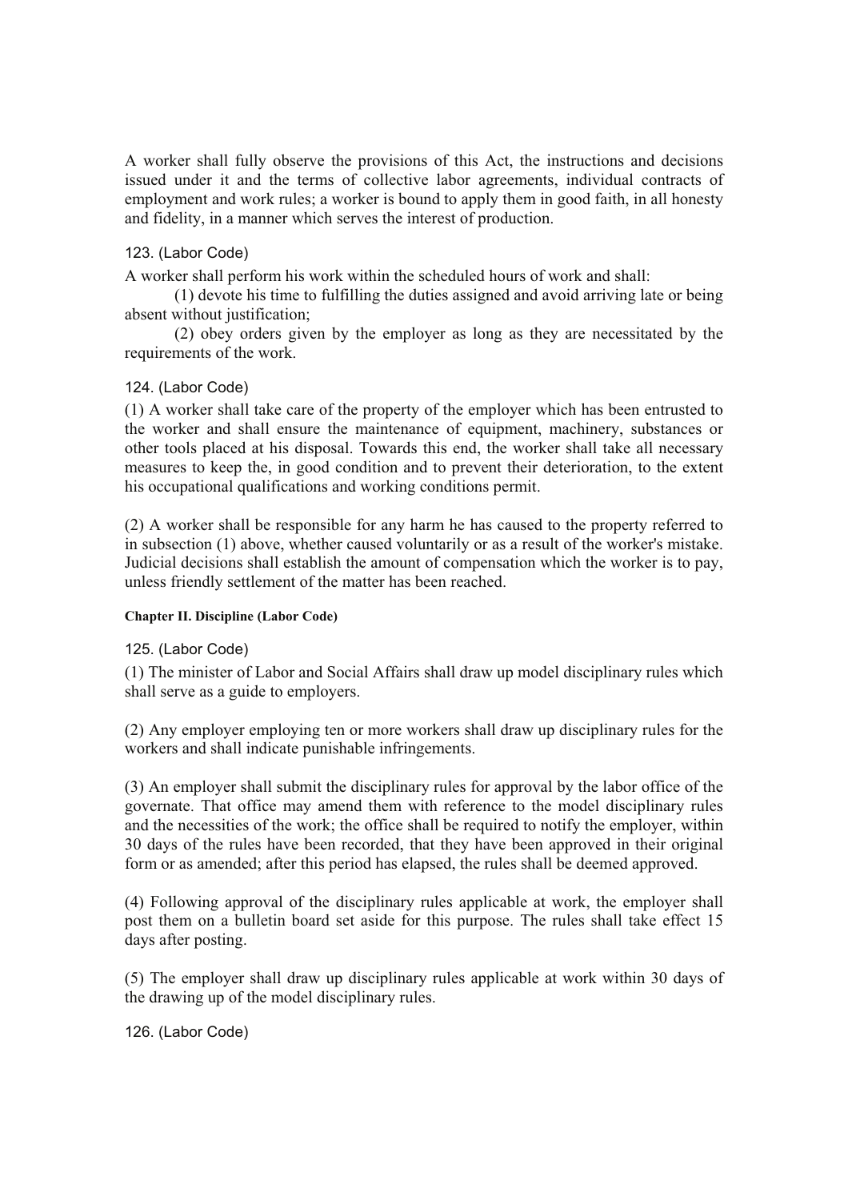A worker shall fully observe the provisions of this Act, the instructions and decisions issued under it and the terms of collective labor agreements, individual contracts of employment and work rules; a worker is bound to apply them in good faith, in all honesty and fidelity, in a manner which serves the interest of production.

123. (Labor Code)

A worker shall perform his work within the scheduled hours of work and shall:

(1) devote his time to fulfilling the duties assigned and avoid arriving late or being absent without justification;

(2) obey orders given by the employer as long as they are necessitated by the requirements of the work.

124. (Labor Code)

(1) A worker shall take care of the property of the employer which has been entrusted to the worker and shall ensure the maintenance of equipment, machinery, substances or other tools placed at his disposal. Towards this end, the worker shall take all necessary measures to keep the, in good condition and to prevent their deterioration, to the extent his occupational qualifications and working conditions permit.

(2) A worker shall be responsible for any harm he has caused to the property referred to in subsection (1) above, whether caused voluntarily or as a result of the worker's mistake. Judicial decisions shall establish the amount of compensation which the worker is to pay, unless friendly settlement of the matter has been reached.

#### Chapter II. Discipline (Labor Code)

125. (Labor Code)

(1) The minister of Labor and Social Affairs shall draw up model disciplinary rules which shall serve as a guide to employers.

(2) Any employer employing ten or more workers shall draw up disciplinary rules for the workers and shall indicate punishable infringements.

(3) An employer shall submit the disciplinary rules for approval by the labor office of the governate. That office may amend them with reference to the model disciplinary rules and the necessities of the work; the office shall be required to notify the employer, within 30 days of the rules have been recorded, that they have been approved in their original form or as amended; after this period has elapsed, the rules shall be deemed approved.

(4) Following approval of the disciplinary rules applicable at work, the employer shall post them on a bulletin board set aside for this purpose. The rules shall take effect 15 days after posting.

(5) The employer shall draw up disciplinary rules applicable at work within 30 days of the drawing up of the model disciplinary rules.

126. (Labor Code)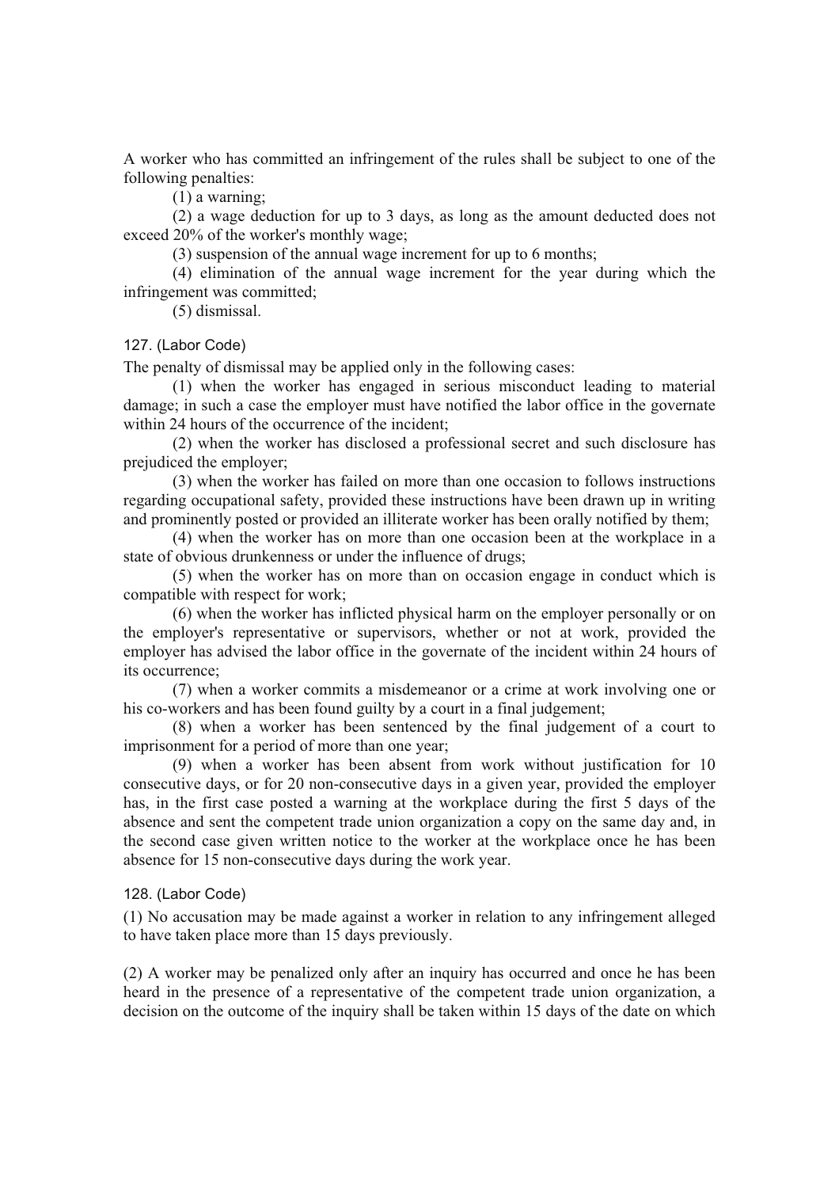A worker who has committed an infringement of the rules shall be subject to one of the following penalties:

(1) a warning;

(2) a wage deduction for up to 3 days, as long as the amount deducted does not exceed 20% of the worker's monthly wage;

(3) suspension of the annual wage increment for up to 6 months;

(4) elimination of the annual wage increment for the year during which the infringement was committed;

(5) dismissal.

127. (Labor Code)

The penalty of dismissal may be applied only in the following cases:

(1) when the worker has engaged in serious misconduct leading to material damage; in such a case the employer must have notified the labor office in the governate within 24 hours of the occurrence of the incident;

(2) when the worker has disclosed a professional secret and such disclosure has prejudiced the employer;

(3) when the worker has failed on more than one occasion to follows instructions regarding occupational safety, provided these instructions have been drawn up in writing and prominently posted or provided an illiterate worker has been orally notified by them;

(4) when the worker has on more than one occasion been at the workplace in a state of obvious drunkenness or under the influence of drugs;

(5) when the worker has on more than on occasion engage in conduct which is compatible with respect for work;

(6) when the worker has inflicted physical harm on the employer personally or on the employer's representative or supervisors, whether or not at work, provided the employer has advised the labor office in the governate of the incident within 24 hours of its occurrence;

(7) when a worker commits a misdemeanor or a crime at work involving one or his co-workers and has been found guilty by a court in a final judgement;

(8) when a worker has been sentenced by the final judgement of a court to imprisonment for a period of more than one year;

(9) when a worker has been absent from work without justification for 10 consecutive days, or for 20 non-consecutive days in a given year, provided the employer has, in the first case posted a warning at the workplace during the first 5 days of the absence and sent the competent trade union organization a copy on the same day and, in the second case given written notice to the worker at the workplace once he has been absence for 15 non-consecutive days during the work year.

128. (Labor Code)

(1) No accusation may be made against a worker in relation to any infringement alleged to have taken place more than 15 days previously.

(2) A worker may be penalized only after an inquiry has occurred and once he has been heard in the presence of a representative of the competent trade union organization, a decision on the outcome of the inquiry shall be taken within 15 days of the date on which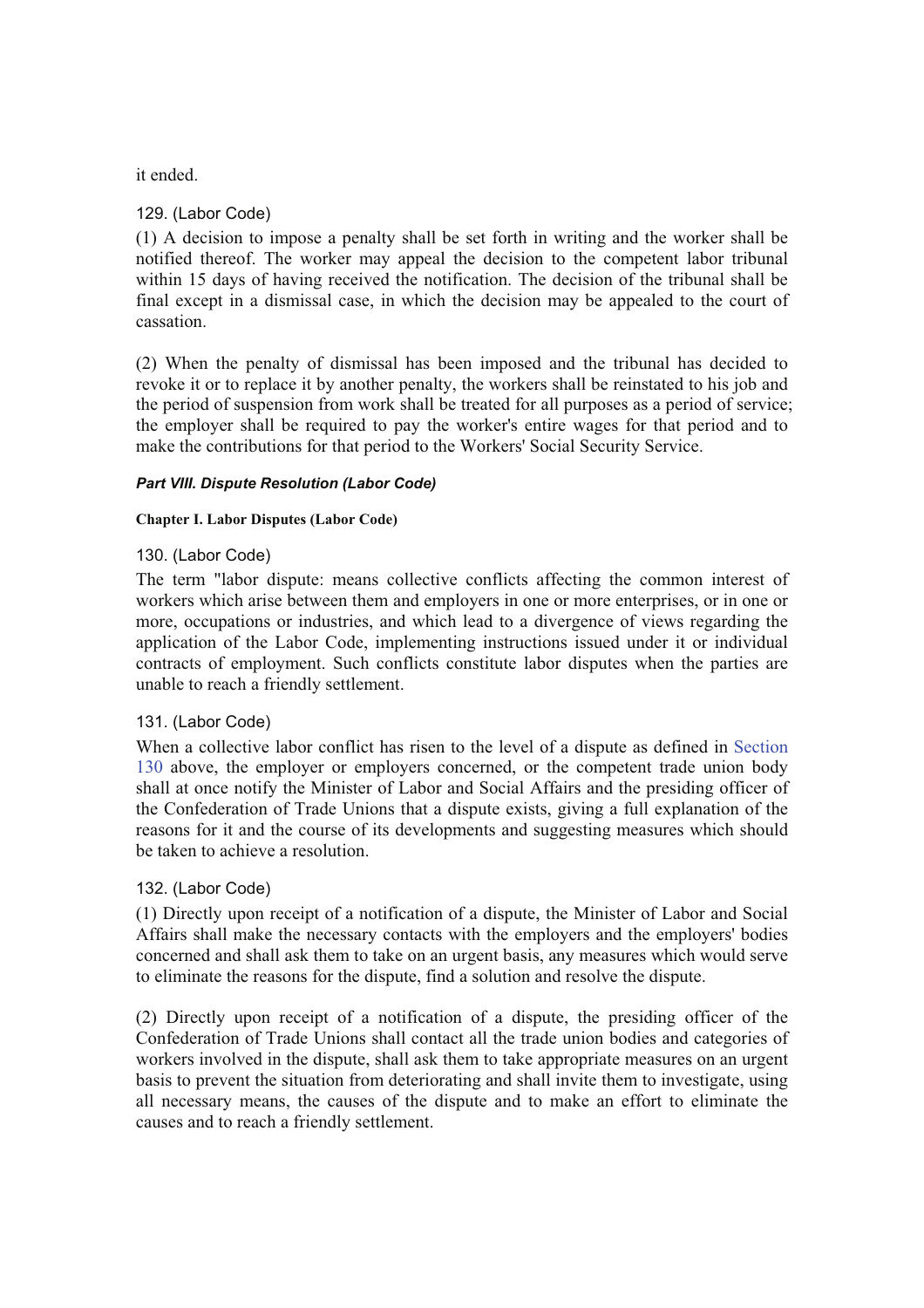it ended.

129. (Labor Code)

(1) A decision to impose a penalty shall be set forth in writing and the worker shall be notified thereof. The worker may appeal the decision to the competent labor tribunal within 15 days of having received the notification. The decision of the tribunal shall be final except in a dismissal case, in which the decision may be appealed to the court of cassation.

(2) When the penalty of dismissal has been imposed and the tribunal has decided to revoke it or to replace it by another penalty, the workers shall be reinstated to his job and the period of suspension from work shall be treated for all purposes as a period of service; the employer shall be required to pay the worker's entire wages for that period and to make the contributions for that period to the Workers' Social Security Service.

## *Part VIII. Dispute Resolution (Labor Code)*

### Chapter I. Labor Disputes (Labor Code)

130. (Labor Code)

The term "labor dispute: means collective conflicts affecting the common interest of workers which arise between them and employers in one or more enterprises, or in one or more, occupations or industries, and which lead to a divergence of views regarding the application of the Labor Code, implementing instructions issued under it or individual contracts of employment. Such conflicts constitute labor disputes when the parties are unable to reach a friendly settlement.

131. (Labor Code)

When a collective labor conflict has risen to the level of a dispute as defined in Section 130 above, the employer or employers concerned, or the competent trade union body shall at once notify the Minister of Labor and Social Affairs and the presiding officer of the Confederation of Trade Unions that a dispute exists, giving a full explanation of the reasons for it and the course of its developments and suggesting measures which should be taken to achieve a resolution.

132. (Labor Code)

(1) Directly upon receipt of a notification of a dispute, the Minister of Labor and Social Affairs shall make the necessary contacts with the employers and the employers' bodies concerned and shall ask them to take on an urgent basis, any measures which would serve to eliminate the reasons for the dispute, find a solution and resolve the dispute.

(2) Directly upon receipt of a notification of a dispute, the presiding officer of the Confederation of Trade Unions shall contact all the trade union bodies and categories of workers involved in the dispute, shall ask them to take appropriate measures on an urgent basis to prevent the situation from deteriorating and shall invite them to investigate, using all necessary means, the causes of the dispute and to make an effort to eliminate the causes and to reach a friendly settlement.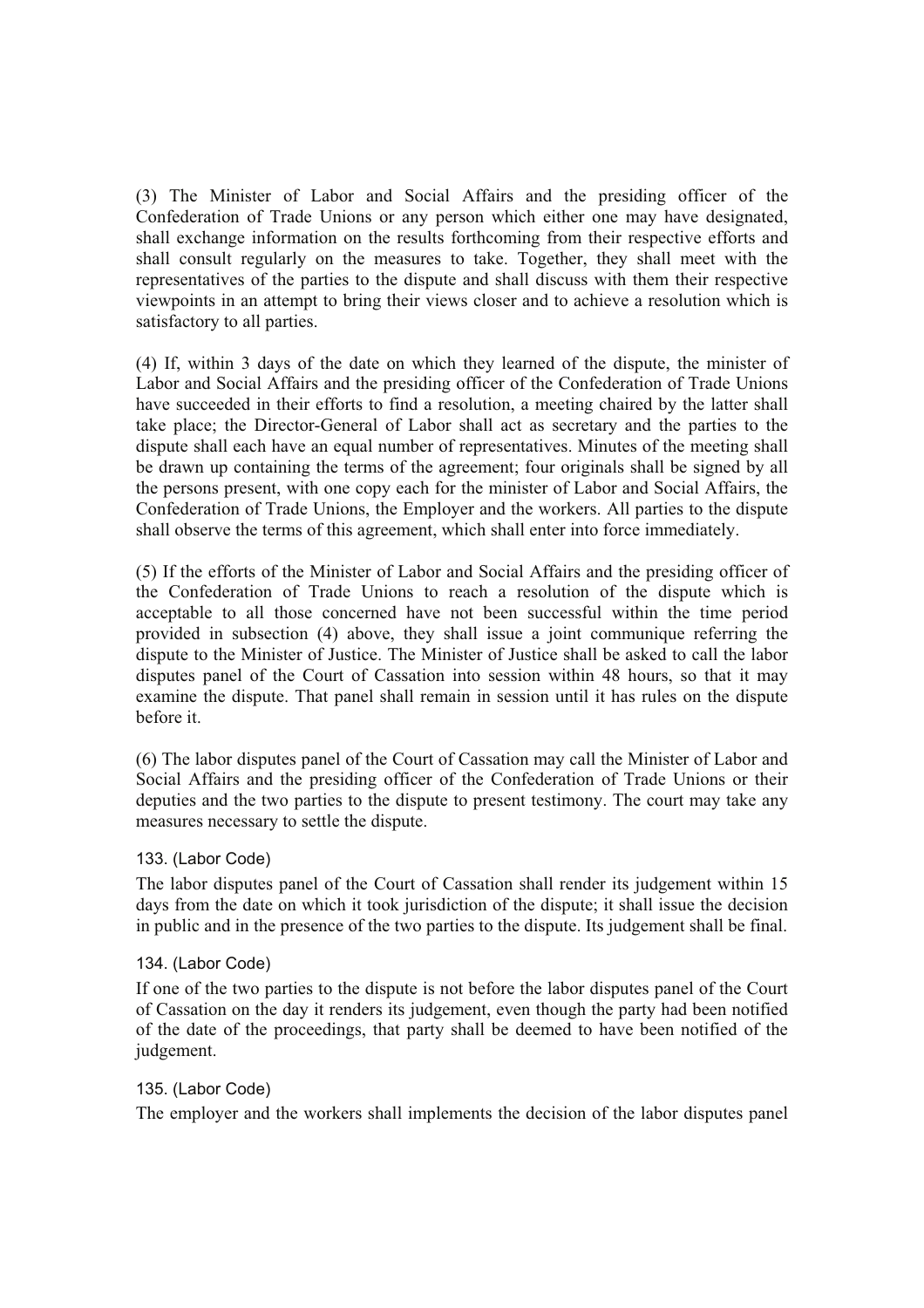(3) The Minister of Labor and Social Affairs and the presiding officer of the Confederation of Trade Unions or any person which either one may have designated, shall exchange information on the results forthcoming from their respective efforts and shall consult regularly on the measures to take. Together, they shall meet with the representatives of the parties to the dispute and shall discuss with them their respective viewpoints in an attempt to bring their views closer and to achieve a resolution which is satisfactory to all parties.

(4) If, within 3 days of the date on which they learned of the dispute, the minister of Labor and Social Affairs and the presiding officer of the Confederation of Trade Unions have succeeded in their efforts to find a resolution, a meeting chaired by the latter shall take place; the Director-General of Labor shall act as secretary and the parties to the dispute shall each have an equal number of representatives. Minutes of the meeting shall be drawn up containing the terms of the agreement; four originals shall be signed by all the persons present, with one copy each for the minister of Labor and Social Affairs, the Confederation of Trade Unions, the Employer and the workers. All parties to the dispute shall observe the terms of this agreement, which shall enter into force immediately.

(5) If the efforts of the Minister of Labor and Social Affairs and the presiding officer of the Confederation of Trade Unions to reach a resolution of the dispute which is acceptable to all those concerned have not been successful within the time period provided in subsection (4) above, they shall issue a joint communique referring the dispute to the Minister of Justice. The Minister of Justice shall be asked to call the labor disputes panel of the Court of Cassation into session within 48 hours, so that it may examine the dispute. That panel shall remain in session until it has rules on the dispute before it.

(6) The labor disputes panel of the Court of Cassation may call the Minister of Labor and Social Affairs and the presiding officer of the Confederation of Trade Unions or their deputies and the two parties to the dispute to present testimony. The court may take any measures necessary to settle the dispute.

133. (Labor Code)

The labor disputes panel of the Court of Cassation shall render its judgement within 15 days from the date on which it took jurisdiction of the dispute; it shall issue the decision in public and in the presence of the two parties to the dispute. Its judgement shall be final.

134. (Labor Code)

If one of the two parties to the dispute is not before the labor disputes panel of the Court of Cassation on the day it renders its judgement, even though the party had been notified of the date of the proceedings, that party shall be deemed to have been notified of the judgement.

135. (Labor Code)

The employer and the workers shall implements the decision of the labor disputes panel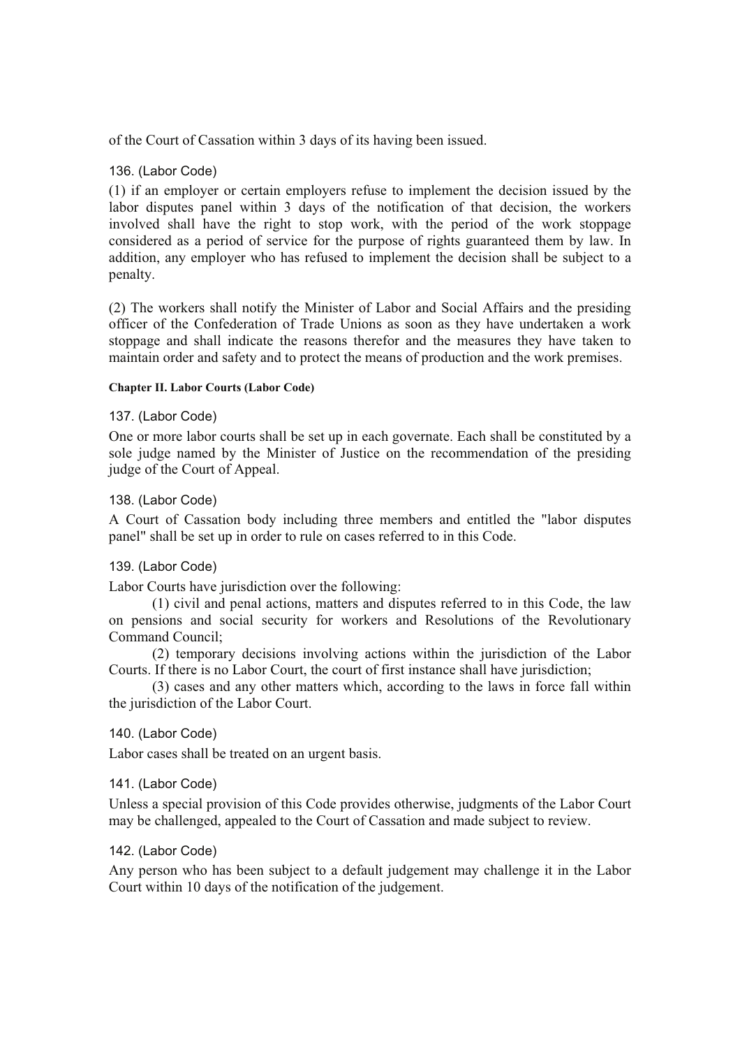of the Court of Cassation within 3 days of its having been issued.

136. (Labor Code)

(1) if an employer or certain employers refuse to implement the decision issued by the labor disputes panel within 3 days of the notification of that decision, the workers involved shall have the right to stop work, with the period of the work stoppage considered as a period of service for the purpose of rights guaranteed them by law. In addition, any employer who has refused to implement the decision shall be subject to a penalty.

(2) The workers shall notify the Minister of Labor and Social Affairs and the presiding officer of the Confederation of Trade Unions as soon as they have undertaken a work stoppage and shall indicate the reasons therefor and the measures they have taken to maintain order and safety and to protect the means of production and the work premises.

#### Chapter II. Labor Courts (Labor Code)

137. (Labor Code)

One or more labor courts shall be set up in each governate. Each shall be constituted by a sole judge named by the Minister of Justice on the recommendation of the presiding judge of the Court of Appeal.

138. (Labor Code)

A Court of Cassation body including three members and entitled the "labor disputes panel" shall be set up in order to rule on cases referred to in this Code.

139. (Labor Code)

Labor Courts have jurisdiction over the following:

(1) civil and penal actions, matters and disputes referred to in this Code, the law on pensions and social security for workers and Resolutions of the Revolutionary Command Council;

(2) temporary decisions involving actions within the jurisdiction of the Labor Courts. If there is no Labor Court, the court of first instance shall have jurisdiction;

(3) cases and any other matters which, according to the laws in force fall within the jurisdiction of the Labor Court.

140. (Labor Code)

Labor cases shall be treated on an urgent basis.

141. (Labor Code)

Unless a special provision of this Code provides otherwise, judgments of the Labor Court may be challenged, appealed to the Court of Cassation and made subject to review.

142. (Labor Code)

Any person who has been subject to a default judgement may challenge it in the Labor Court within 10 days of the notification of the judgement.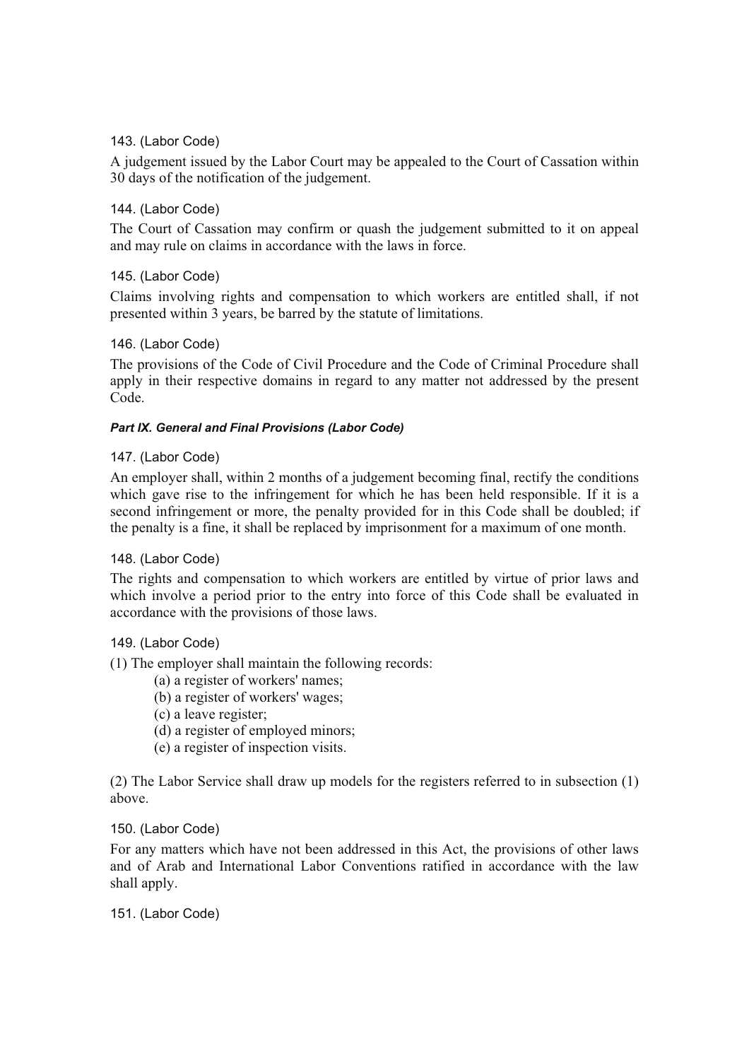143. (Labor Code)

A judgement issued by the Labor Court may be appealed to the Court of Cassation within 30 days of the notification of the judgement.

144. (Labor Code)

The Court of Cassation may confirm or quash the judgement submitted to it on appeal and may rule on claims in accordance with the laws in force.

145. (Labor Code)

Claims involving rights and compensation to which workers are entitled shall, if not presented within 3 years, be barred by the statute of limitations.

146. (Labor Code)

The provisions of the Code of Civil Procedure and the Code of Criminal Procedure shall apply in their respective domains in regard to any matter not addressed by the present Code.

#### *Part IX. General and Final Provisions (Labor Code)*

147. (Labor Code)

An employer shall, within 2 months of a judgement becoming final, rectify the conditions which gave rise to the infringement for which he has been held responsible. If it is a second infringement or more, the penalty provided for in this Code shall be doubled; if the penalty is a fine, it shall be replaced by imprisonment for a maximum of one month.

148. (Labor Code)

The rights and compensation to which workers are entitled by virtue of prior laws and which involve a period prior to the entry into force of this Code shall be evaluated in accordance with the provisions of those laws.

149. (Labor Code)

(1) The employer shall maintain the following records:

- (a) a register of workers' names;
- (b) a register of workers' wages;
- (c) a leave register;
- (d) a register of employed minors;
- (e) a register of inspection visits.

(2) The Labor Service shall draw up models for the registers referred to in subsection (1) above.

150. (Labor Code)

For any matters which have not been addressed in this Act, the provisions of other laws and of Arab and International Labor Conventions ratified in accordance with the law shall apply.

151. (Labor Code)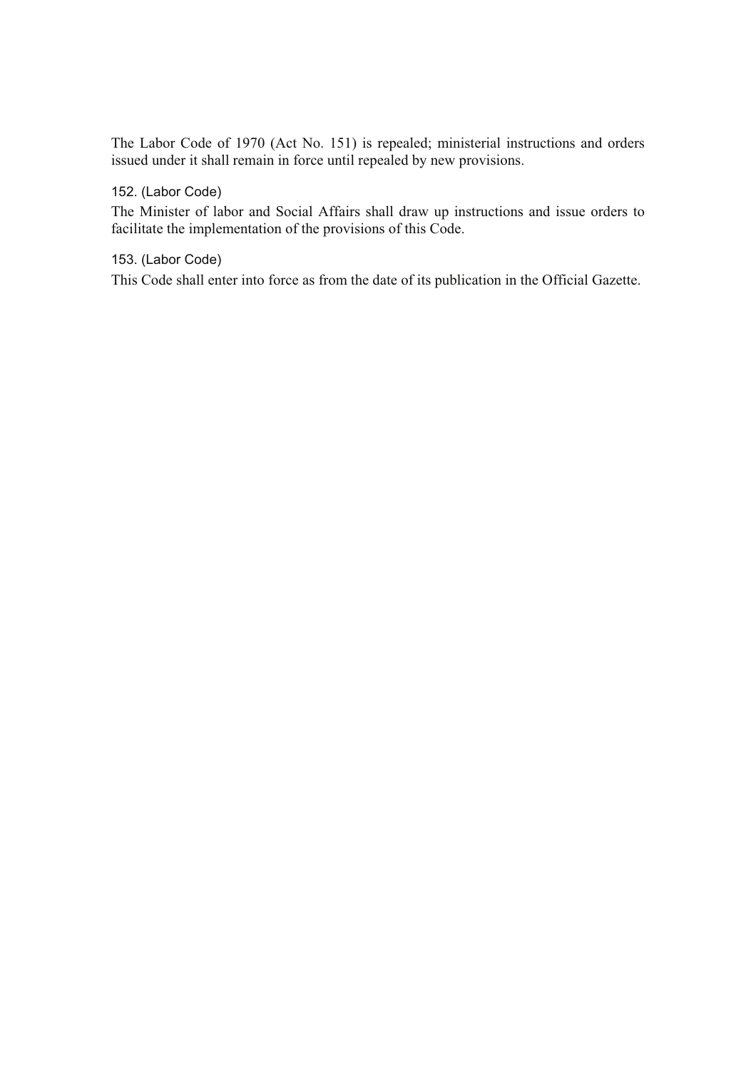The Labor Code of 1970 (Act No. 151) is repealed; ministerial instructions and orders issued under it shall remain in force until repealed by new provisions.

152. (Labor Code)

The Minister of labor and Social Affairs shall draw up instructions and issue orders to facilitate the implementation of the provisions of this Code.

153. (Labor Code)

This Code shall enter into force as from the date of its publication in the Official Gazette.